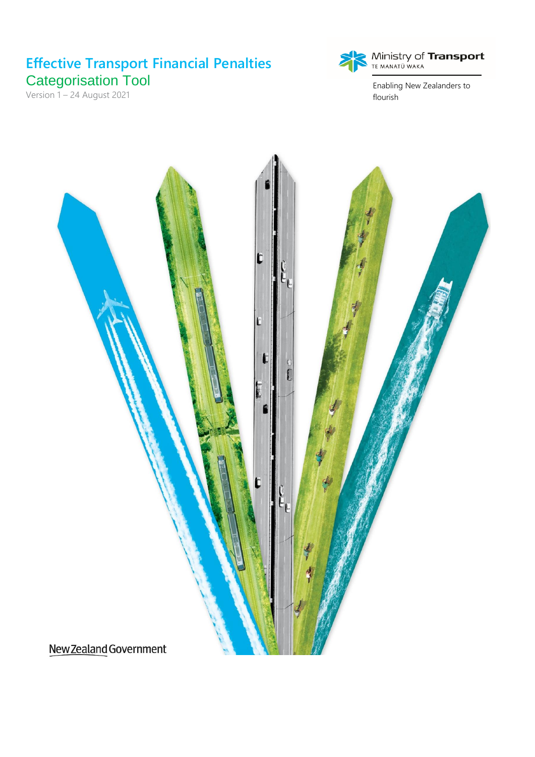# Effective Transport Financial Penalties

## Categorisation Tool

Version 1 – 24 August 2021

Ministry of Transport
TE MANATŪ WAKA

Enabling New Zealanders to flourish

New Zealand Government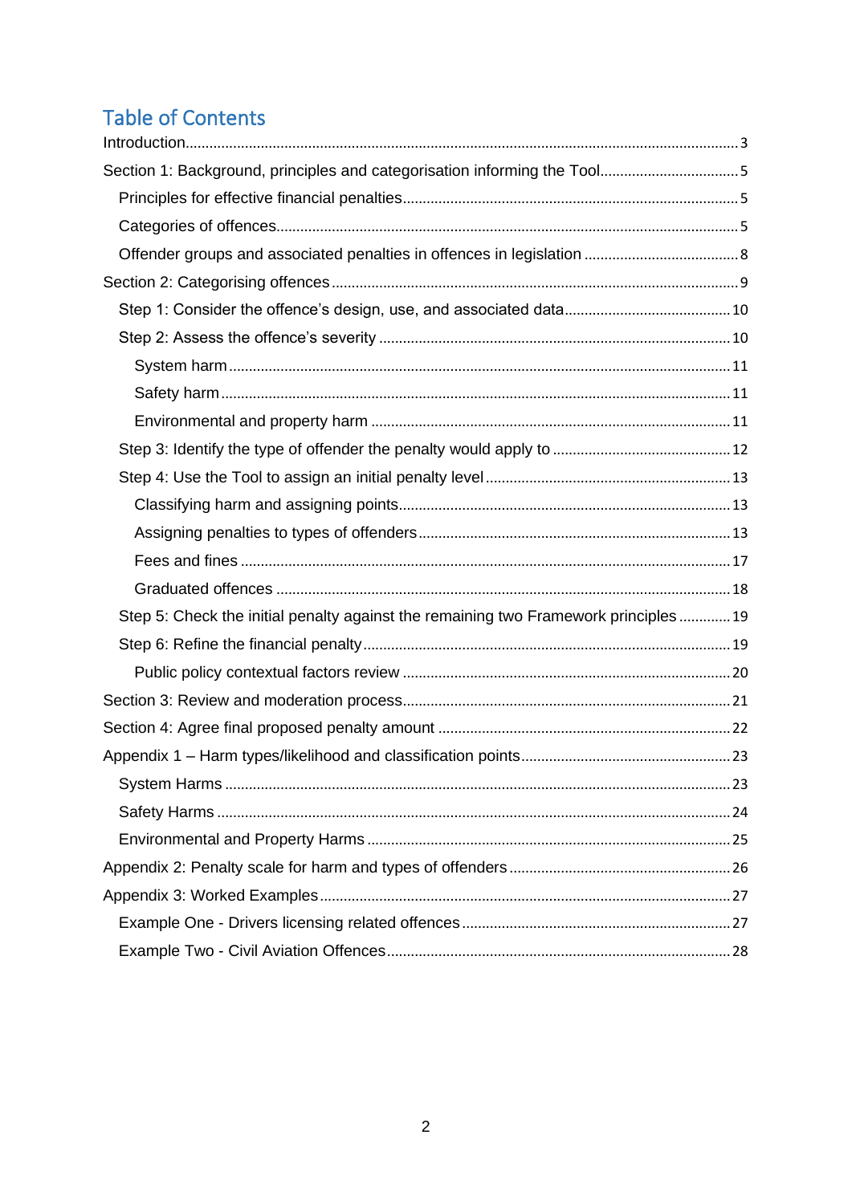## Table of Contents

- Introduction ... 3
- Section 1: Background, principles and categorisation informing the Tool ... 5
  - Principles for effective financial penalties ... 5
  - Categories of offences ... 5
  - Offender groups and associated penalties in offences in legislation ... 8
- Section 2: Categorising offences ... 9
  - Step 1: Consider the offence's design, use, and associated data ... 10
  - Step 2: Assess the offence's severity ... 10
    - System harm ... 11
    - Safety harm ... 11
    - Environmental and property harm ... 11
  - Step 3: Identify the type of offender the penalty would apply to ... 12
  - Step 4: Use the Tool to assign an initial penalty level ... 13
    - Classifying harm and assigning points ... 13
    - Assigning penalties to types of offenders ... 13
    - Fees and fines ... 17
    - Graduated offences ... 18
  - Step 5: Check the initial penalty against the remaining two Framework principles ... 19
  - Step 6: Refine the financial penalty ... 19
    - Public policy contextual factors review ... 20
- Section 3: Review and moderation process ... 21
- Section 4: Agree final proposed penalty amount ... 22
- Appendix 1 – Harm types/likelihood and classification points ... 23
  - System Harms ... 23
  - Safety Harms ... 24
  - Environmental and Property Harms ... 25
- Appendix 2: Penalty scale for harm and types of offenders ... 26
- Appendix 3: Worked Examples ... 27
  - Example One - Drivers licensing related offences ... 27
  - Example Two - Civil Aviation Offences ... 28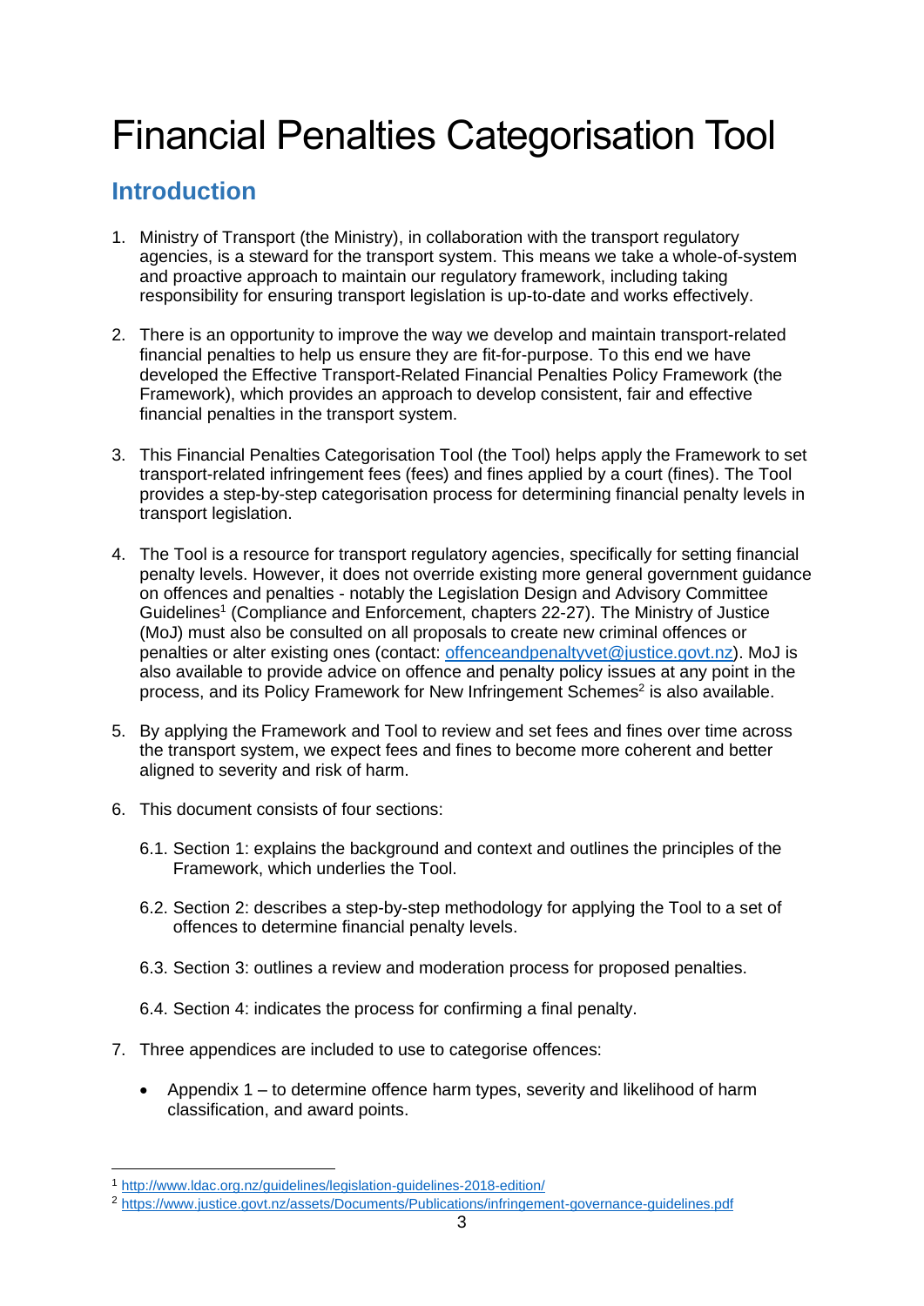# Financial Penalties Categorisation Tool

## Introduction

1. Ministry of Transport (the Ministry), in collaboration with the transport regulatory agencies, is a steward for the transport system. This means we take a whole-of-system and proactive approach to maintain our regulatory framework, including taking responsibility for ensuring transport legislation is up-to-date and works effectively.

2. There is an opportunity to improve the way we develop and maintain transport-related financial penalties to help us ensure they are fit-for-purpose. To this end we have developed the Effective Transport-Related Financial Penalties Policy Framework (the Framework), which provides an approach to develop consistent, fair and effective financial penalties in the transport system.

3. This Financial Penalties Categorisation Tool (the Tool) helps apply the Framework to set transport-related infringement fees (fees) and fines applied by a court (fines). The Tool provides a step-by-step categorisation process for determining financial penalty levels in transport legislation.

4. The Tool is a resource for transport regulatory agencies, specifically for setting financial penalty levels. However, it does not override existing more general government guidance on offences and penalties - notably the Legislation Design and Advisory Committee Guidelines[1] (Compliance and Enforcement, chapters 22-27). The Ministry of Justice (MoJ) must also be consulted on all proposals to create new criminal offences or penalties or alter existing ones (contact: offenceandpenaltyvet@justice.govt.nz). MoJ is also available to provide advice on offence and penalty policy issues at any point in the process, and its Policy Framework for New Infringement Schemes[2] is also available.

5. By applying the Framework and Tool to review and set fees and fines over time across the transport system, we expect fees and fines to become more coherent and better aligned to severity and risk of harm.

6. This document consists of four sections:

   6.1. Section 1: explains the background and context and outlines the principles of the Framework, which underlies the Tool.

   6.2. Section 2: describes a step-by-step methodology for applying the Tool to a set of offences to determine financial penalty levels.

   6.3. Section 3: outlines a review and moderation process for proposed penalties.

   6.4. Section 4: indicates the process for confirming a final penalty.

7. Three appendices are included to use to categorise offences:

   - Appendix 1 – to determine offence harm types, severity and likelihood of harm classification, and award points.

---

[1] http://www.ldac.org.nz/guidelines/legislation-guidelines-2018-edition/

[2] https://www.justice.govt.nz/assets/Documents/Publications/infringement-governance-guidelines.pdf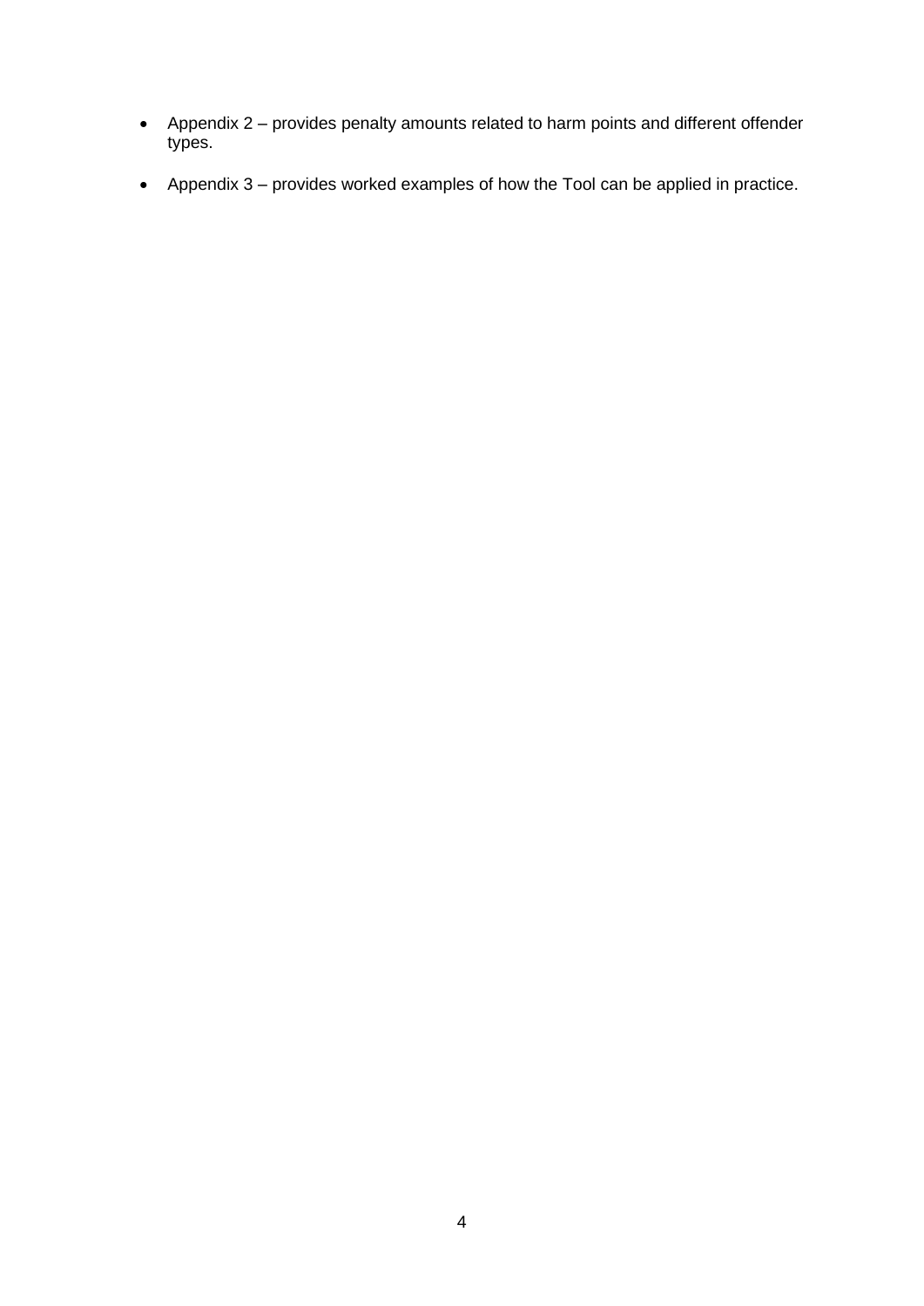- Appendix 2 – provides penalty amounts related to harm points and different offender types.

- Appendix 3 – provides worked examples of how the Tool can be applied in practice.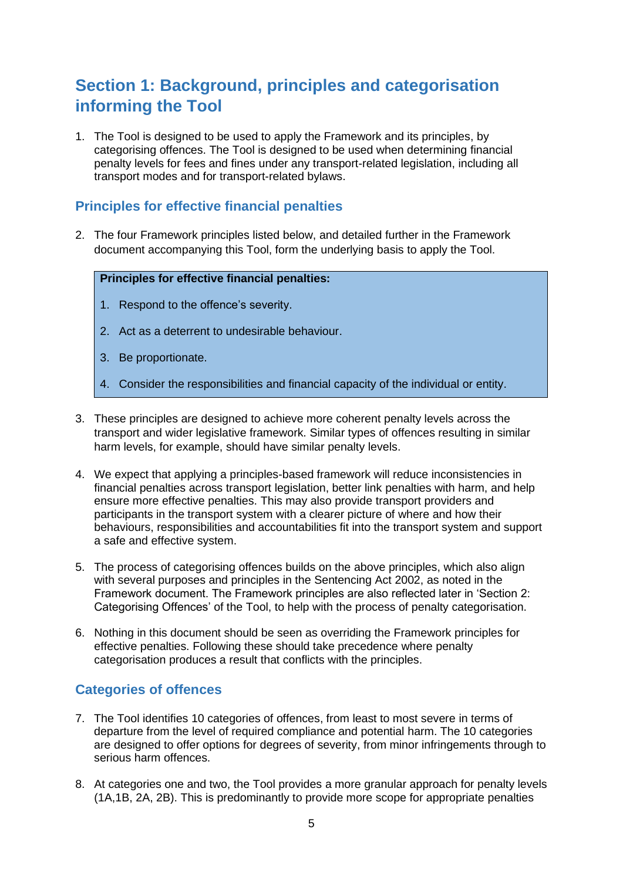## Section 1: Background, principles and categorisation informing the Tool

1. The Tool is designed to be used to apply the Framework and its principles, by categorising offences. The Tool is designed to be used when determining financial penalty levels for fees and fines under any transport-related legislation, including all transport modes and for transport-related bylaws.

### Principles for effective financial penalties

2. The four Framework principles listed below, and detailed further in the Framework document accompanying this Tool, form the underlying basis to apply the Tool.

> **Principles for effective financial penalties:**
>
> 1. Respond to the offence's severity.
> 2. Act as a deterrent to undesirable behaviour.
> 3. Be proportionate.
> 4. Consider the responsibilities and financial capacity of the individual or entity.

3. These principles are designed to achieve more coherent penalty levels across the transport and wider legislative framework. Similar types of offences resulting in similar harm levels, for example, should have similar penalty levels.

4. We expect that applying a principles-based framework will reduce inconsistencies in financial penalties across transport legislation, better link penalties with harm, and help ensure more effective penalties. This may also provide transport providers and participants in the transport system with a clearer picture of where and how their behaviours, responsibilities and accountabilities fit into the transport system and support a safe and effective system.

5. The process of categorising offences builds on the above principles, which also align with several purposes and principles in the Sentencing Act 2002, as noted in the Framework document. The Framework principles are also reflected later in 'Section 2: Categorising Offences' of the Tool, to help with the process of penalty categorisation.

6. Nothing in this document should be seen as overriding the Framework principles for effective penalties. Following these should take precedence where penalty categorisation produces a result that conflicts with the principles.

### Categories of offences

7. The Tool identifies 10 categories of offences, from least to most severe in terms of departure from the level of required compliance and potential harm. The 10 categories are designed to offer options for degrees of severity, from minor infringements through to serious harm offences.

8. At categories one and two, the Tool provides a more granular approach for penalty levels (1A,1B, 2A, 2B). This is predominantly to provide more scope for appropriate penalties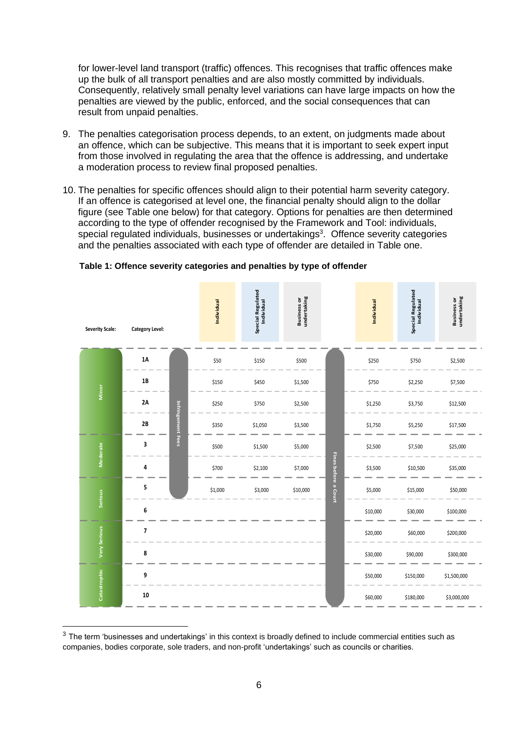for lower-level land transport (traffic) offences. This recognises that traffic offences make up the bulk of all transport penalties and are also mostly committed by individuals. Consequently, relatively small penalty level variations can have large impacts on how the penalties are viewed by the public, enforced, and the social consequences that can result from unpaid penalties.

9. The penalties categorisation process depends, to an extent, on judgments made about an offence, which can be subjective. This means that it is important to seek expert input from those involved in regulating the area that the offence is addressing, and undertake a moderation process to review final proposed penalties.

10. The penalties for specific offences should align to their potential harm severity category. If an offence is categorised at level one, the financial penalty should align to the dollar figure (see Table one below) for that category. Options for penalties are then determined according to the type of offender recognised by the Framework and Tool: individuals, special regulated individuals, businesses or undertakings[3]. Offence severity categories and the penalties associated with each type of offender are detailed in Table one.

**Table 1: Offence severity categories and penalties by type of offender**

| Severity Scale: | Category Level: | Infringement Fees: Individual | Infringement Fees: Special Regulated Individual | Infringement Fees: Business or undertaking | Fines before a Court: Individual | Fines before a Court: Special Regulated Individual | Fines before a Court: Business or undertaking |
|---|---|---|---|---|---|---|---|
| Minor | 1A | $50 | $150 | $500 | $250 | $750 | $2,500 |
| Minor | 1B | $150 | $450 | $1,500 | $750 | $2,250 | $7,500 |
| Minor | 2A | $250 | $750 | $2,500 | $1,250 | $3,750 | $12,500 |
| Minor | 2B | $350 | $1,050 | $3,500 | $1,750 | $5,250 | $17,500 |
| Moderate | 3 | $500 | $1,500 | $5,000 | $2,500 | $7,500 | $25,000 |
| Moderate | 4 | $700 | $2,100 | $7,000 | $3,500 | $10,500 | $35,000 |
| Serious | 5 | $1,000 | $3,000 | $10,000 | $5,000 | $15,000 | $50,000 |
| Serious | 6 | | | | $10,000 | $30,000 | $100,000 |
| Very Serious | 7 | | | | $20,000 | $60,000 | $200,000 |
| Very Serious | 8 | | | | $30,000 | $90,000 | $300,000 |
| Catastrophic | 9 | | | | $50,000 | $150,000 | $1,500,000 |
| Catastrophic | 10 | | | | $60,000 | $180,000 | $3,000,000 |

[3] The term 'businesses and undertakings' in this context is broadly defined to include commercial entities such as companies, bodies corporate, sole traders, and non-profit 'undertakings' such as councils or charities.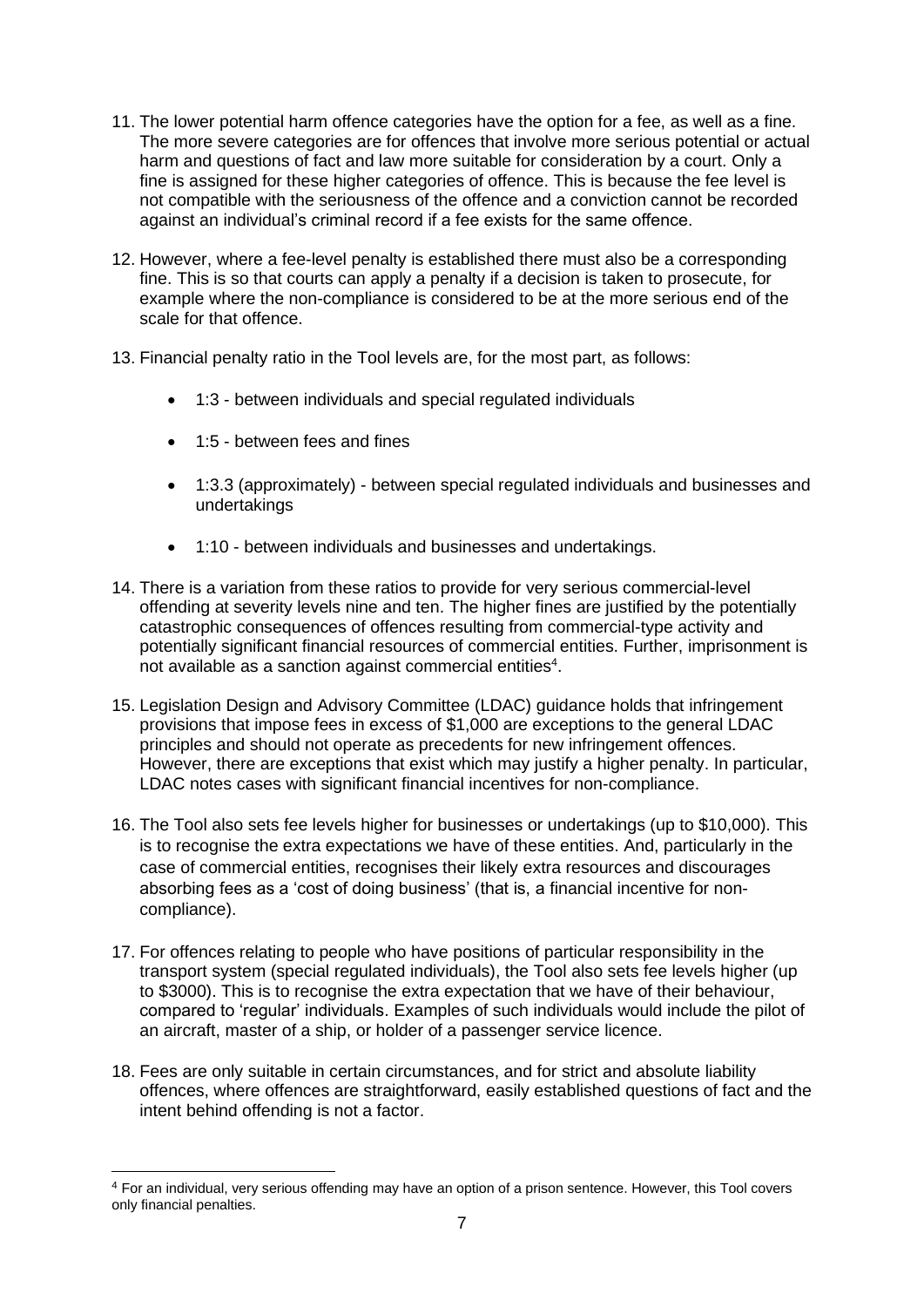11. The lower potential harm offence categories have the option for a fee, as well as a fine. The more severe categories are for offences that involve more serious potential or actual harm and questions of fact and law more suitable for consideration by a court. Only a fine is assigned for these higher categories of offence. This is because the fee level is not compatible with the seriousness of the offence and a conviction cannot be recorded against an individual's criminal record if a fee exists for the same offence.

12. However, where a fee-level penalty is established there must also be a corresponding fine. This is so that courts can apply a penalty if a decision is taken to prosecute, for example where the non-compliance is considered to be at the more serious end of the scale for that offence.

13. Financial penalty ratio in the Tool levels are, for the most part, as follows:

    - 1:3 - between individuals and special regulated individuals
    - 1:5 - between fees and fines
    - 1:3.3 (approximately) - between special regulated individuals and businesses and undertakings
    - 1:10 - between individuals and businesses and undertakings.

14. There is a variation from these ratios to provide for very serious commercial-level offending at severity levels nine and ten. The higher fines are justified by the potentially catastrophic consequences of offences resulting from commercial-type activity and potentially significant financial resources of commercial entities. Further, imprisonment is not available as a sanction against commercial entities[4].

15. Legislation Design and Advisory Committee (LDAC) guidance holds that infringement provisions that impose fees in excess of $1,000 are exceptions to the general LDAC principles and should not operate as precedents for new infringement offences. However, there are exceptions that exist which may justify a higher penalty. In particular, LDAC notes cases with significant financial incentives for non-compliance.

16. The Tool also sets fee levels higher for businesses or undertakings (up to $10,000). This is to recognise the extra expectations we have of these entities. And, particularly in the case of commercial entities, recognises their likely extra resources and discourages absorbing fees as a 'cost of doing business' (that is, a financial incentive for non-compliance).

17. For offences relating to people who have positions of particular responsibility in the transport system (special regulated individuals), the Tool also sets fee levels higher (up to $3000). This is to recognise the extra expectation that we have of their behaviour, compared to 'regular' individuals. Examples of such individuals would include the pilot of an aircraft, master of a ship, or holder of a passenger service licence.

18. Fees are only suitable in certain circumstances, and for strict and absolute liability offences, where offences are straightforward, easily established questions of fact and the intent behind offending is not a factor.

[4] For an individual, very serious offending may have an option of a prison sentence. However, this Tool covers only financial penalties.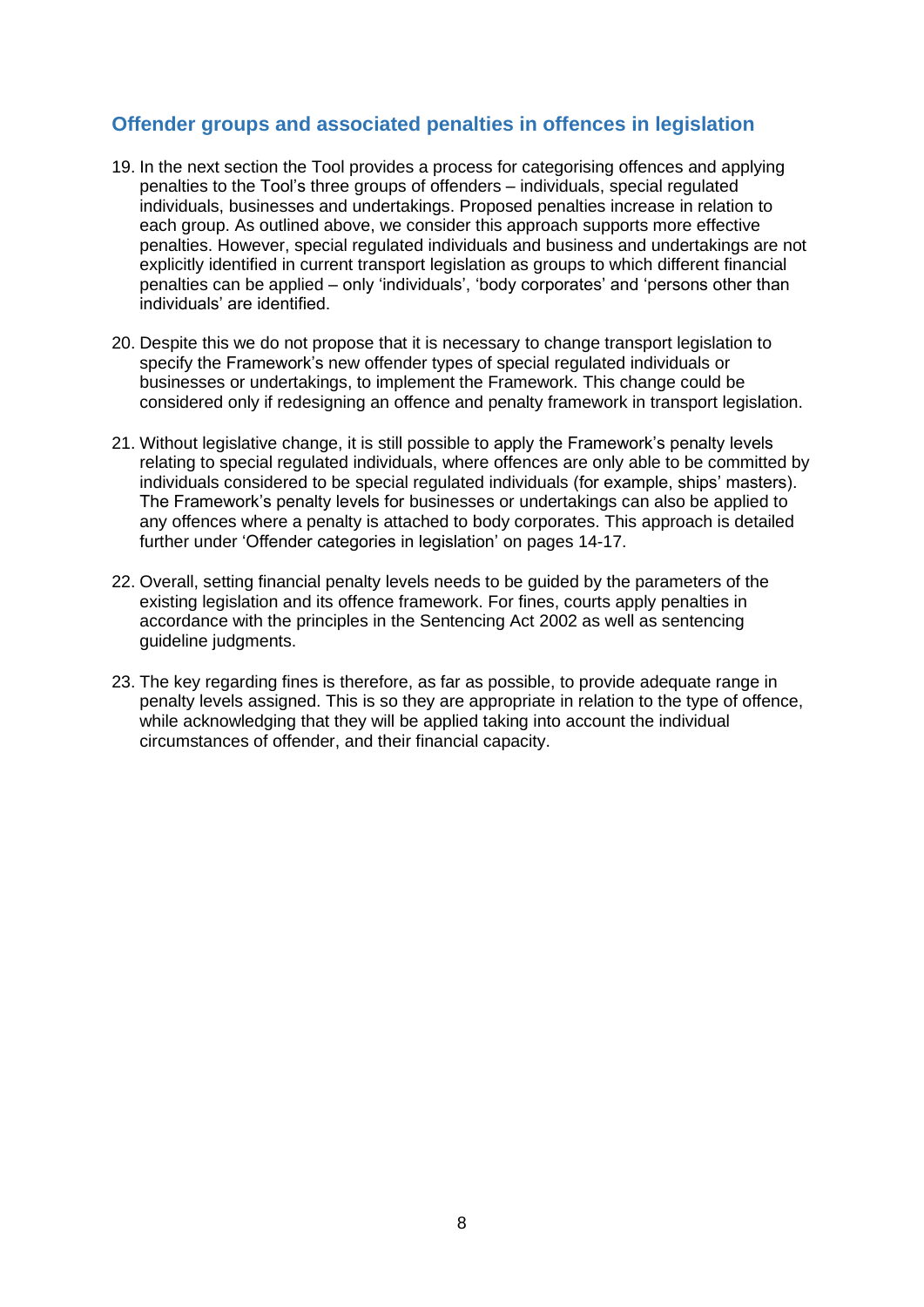## Offender groups and associated penalties in offences in legislation

19. In the next section the Tool provides a process for categorising offences and applying penalties to the Tool's three groups of offenders – individuals, special regulated individuals, businesses and undertakings. Proposed penalties increase in relation to each group. As outlined above, we consider this approach supports more effective penalties. However, special regulated individuals and business and undertakings are not explicitly identified in current transport legislation as groups to which different financial penalties can be applied – only 'individuals', 'body corporates' and 'persons other than individuals' are identified.

20. Despite this we do not propose that it is necessary to change transport legislation to specify the Framework's new offender types of special regulated individuals or businesses or undertakings, to implement the Framework. This change could be considered only if redesigning an offence and penalty framework in transport legislation.

21. Without legislative change, it is still possible to apply the Framework's penalty levels relating to special regulated individuals, where offences are only able to be committed by individuals considered to be special regulated individuals (for example, ships' masters). The Framework's penalty levels for businesses or undertakings can also be applied to any offences where a penalty is attached to body corporates. This approach is detailed further under 'Offender categories in legislation' on pages 14-17.

22. Overall, setting financial penalty levels needs to be guided by the parameters of the existing legislation and its offence framework. For fines, courts apply penalties in accordance with the principles in the Sentencing Act 2002 as well as sentencing guideline judgments.

23. The key regarding fines is therefore, as far as possible, to provide adequate range in penalty levels assigned. This is so they are appropriate in relation to the type of offence, while acknowledging that they will be applied taking into account the individual circumstances of offender, and their financial capacity.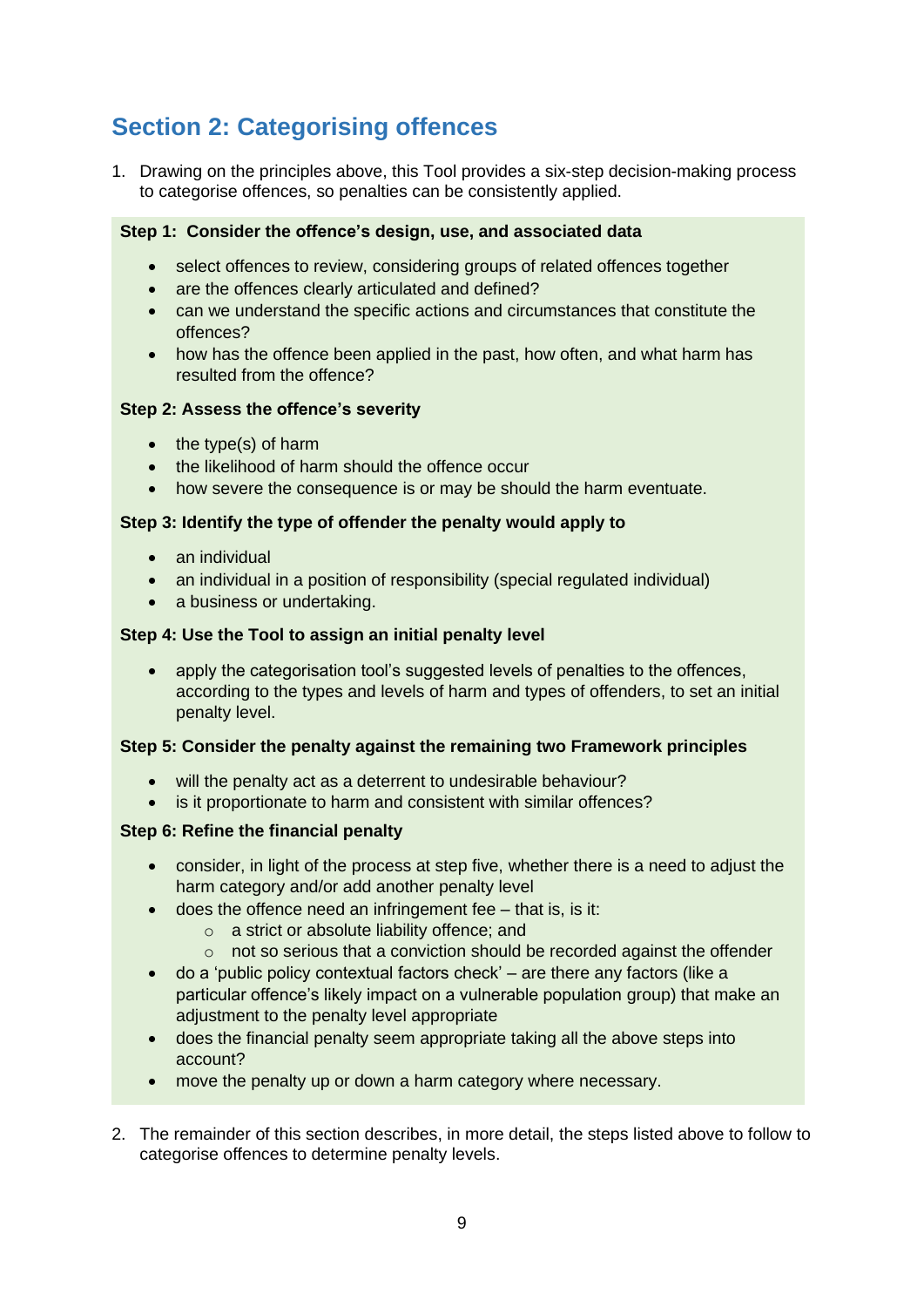## Section 2: Categorising offences

1. Drawing on the principles above, this Tool provides a six-step decision-making process to categorise offences, so penalties can be consistently applied.

**Step 1: Consider the offence's design, use, and associated data**

- select offences to review, considering groups of related offences together
- are the offences clearly articulated and defined?
- can we understand the specific actions and circumstances that constitute the offences?
- how has the offence been applied in the past, how often, and what harm has resulted from the offence?

**Step 2: Assess the offence's severity**

- the type(s) of harm
- the likelihood of harm should the offence occur
- how severe the consequence is or may be should the harm eventuate.

**Step 3: Identify the type of offender the penalty would apply to**

- an individual
- an individual in a position of responsibility (special regulated individual)
- a business or undertaking.

**Step 4: Use the Tool to assign an initial penalty level**

- apply the categorisation tool's suggested levels of penalties to the offences, according to the types and levels of harm and types of offenders, to set an initial penalty level.

**Step 5: Consider the penalty against the remaining two Framework principles**

- will the penalty act as a deterrent to undesirable behaviour?
- is it proportionate to harm and consistent with similar offences?

**Step 6: Refine the financial penalty**

- consider, in light of the process at step five, whether there is a need to adjust the harm category and/or add another penalty level
- does the offence need an infringement fee – that is, is it:
  - a strict or absolute liability offence; and
  - not so serious that a conviction should be recorded against the offender
- do a 'public policy contextual factors check' – are there any factors (like a particular offence's likely impact on a vulnerable population group) that make an adjustment to the penalty level appropriate
- does the financial penalty seem appropriate taking all the above steps into account?
- move the penalty up or down a harm category where necessary.

2. The remainder of this section describes, in more detail, the steps listed above to follow to categorise offences to determine penalty levels.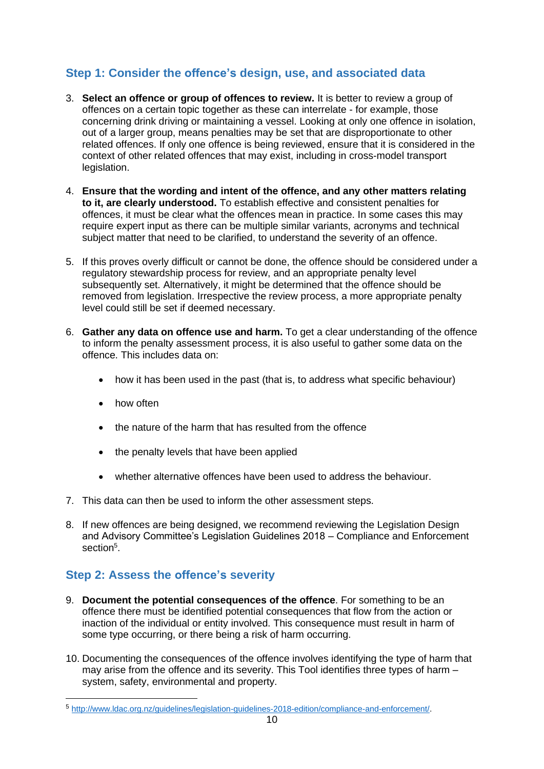## Step 1: Consider the offence's design, use, and associated data

3. **Select an offence or group of offences to review.** It is better to review a group of offences on a certain topic together as these can interrelate - for example, those concerning drink driving or maintaining a vessel. Looking at only one offence in isolation, out of a larger group, means penalties may be set that are disproportionate to other related offences. If only one offence is being reviewed, ensure that it is considered in the context of other related offences that may exist, including in cross-model transport legislation.

4. **Ensure that the wording and intent of the offence, and any other matters relating to it, are clearly understood.** To establish effective and consistent penalties for offences, it must be clear what the offences mean in practice. In some cases this may require expert input as there can be multiple similar variants, acronyms and technical subject matter that need to be clarified, to understand the severity of an offence.

5. If this proves overly difficult or cannot be done, the offence should be considered under a regulatory stewardship process for review, and an appropriate penalty level subsequently set. Alternatively, it might be determined that the offence should be removed from legislation. Irrespective the review process, a more appropriate penalty level could still be set if deemed necessary.

6. **Gather any data on offence use and harm.** To get a clear understanding of the offence to inform the penalty assessment process, it is also useful to gather some data on the offence. This includes data on:

   - how it has been used in the past (that is, to address what specific behaviour)
   - how often
   - the nature of the harm that has resulted from the offence
   - the penalty levels that have been applied
   - whether alternative offences have been used to address the behaviour.

7. This data can then be used to inform the other assessment steps.

8. If new offences are being designed, we recommend reviewing the Legislation Design and Advisory Committee's Legislation Guidelines 2018 – Compliance and Enforcement section[5].

## Step 2: Assess the offence's severity

9. **Document the potential consequences of the offence**. For something to be an offence there must be identified potential consequences that flow from the action or inaction of the individual or entity involved. This consequence must result in harm of some type occurring, or there being a risk of harm occurring.

10. Documenting the consequences of the offence involves identifying the type of harm that may arise from the offence and its severity. This Tool identifies three types of harm – system, safety, environmental and property.

[5] http://www.ldac.org.nz/guidelines/legislation-guidelines-2018-edition/compliance-and-enforcement/.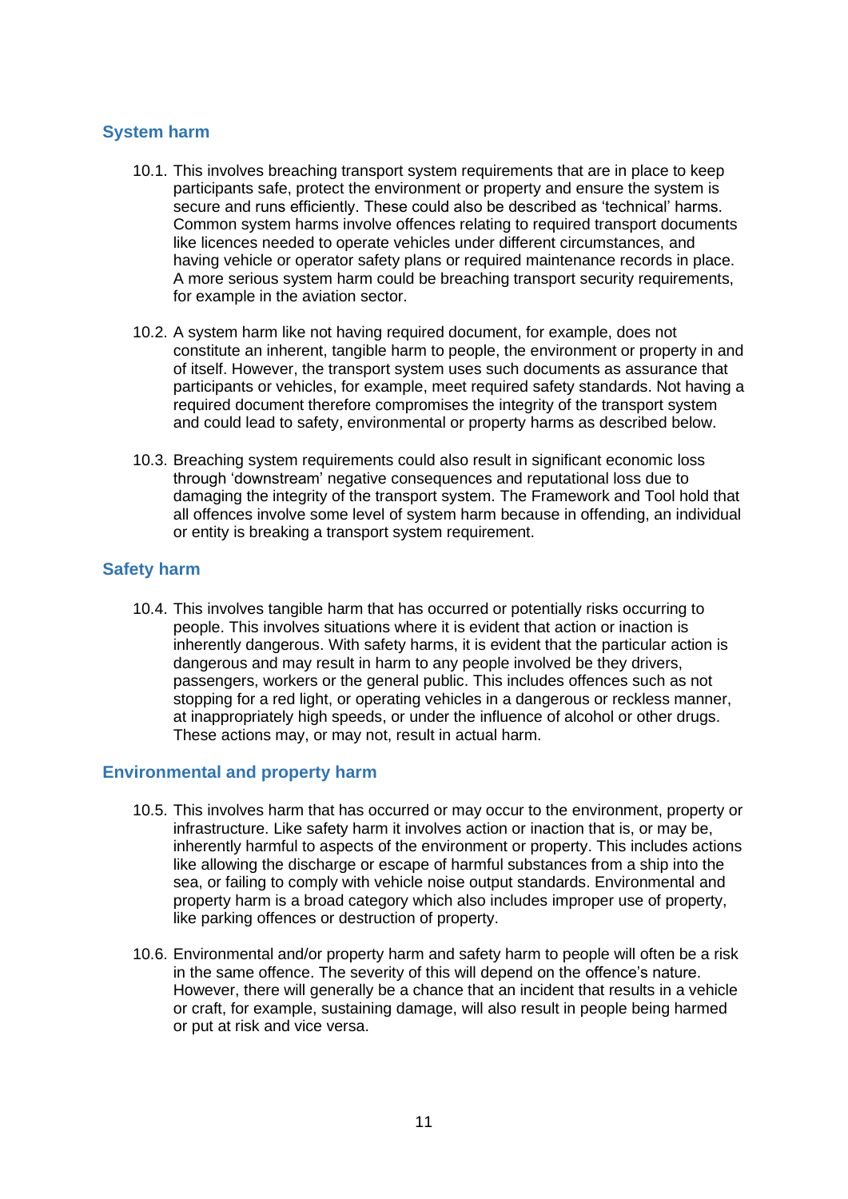## System harm

10.1. This involves breaching transport system requirements that are in place to keep participants safe, protect the environment or property and ensure the system is secure and runs efficiently. These could also be described as 'technical' harms. Common system harms involve offences relating to required transport documents like licences needed to operate vehicles under different circumstances, and having vehicle or operator safety plans or required maintenance records in place. A more serious system harm could be breaching transport security requirements, for example in the aviation sector.

10.2. A system harm like not having required document, for example, does not constitute an inherent, tangible harm to people, the environment or property in and of itself. However, the transport system uses such documents as assurance that participants or vehicles, for example, meet required safety standards. Not having a required document therefore compromises the integrity of the transport system and could lead to safety, environmental or property harms as described below.

10.3. Breaching system requirements could also result in significant economic loss through 'downstream' negative consequences and reputational loss due to damaging the integrity of the transport system. The Framework and Tool hold that all offences involve some level of system harm because in offending, an individual or entity is breaking a transport system requirement.

## Safety harm

10.4. This involves tangible harm that has occurred or potentially risks occurring to people. This involves situations where it is evident that action or inaction is inherently dangerous. With safety harms, it is evident that the particular action is dangerous and may result in harm to any people involved be they drivers, passengers, workers or the general public. This includes offences such as not stopping for a red light, or operating vehicles in a dangerous or reckless manner, at inappropriately high speeds, or under the influence of alcohol or other drugs. These actions may, or may not, result in actual harm.

## Environmental and property harm

10.5. This involves harm that has occurred or may occur to the environment, property or infrastructure. Like safety harm it involves action or inaction that is, or may be, inherently harmful to aspects of the environment or property. This includes actions like allowing the discharge or escape of harmful substances from a ship into the sea, or failing to comply with vehicle noise output standards. Environmental and property harm is a broad category which also includes improper use of property, like parking offences or destruction of property.

10.6. Environmental and/or property harm and safety harm to people will often be a risk in the same offence. The severity of this will depend on the offence's nature. However, there will generally be a chance that an incident that results in a vehicle or craft, for example, sustaining damage, will also result in people being harmed or put at risk and vice versa.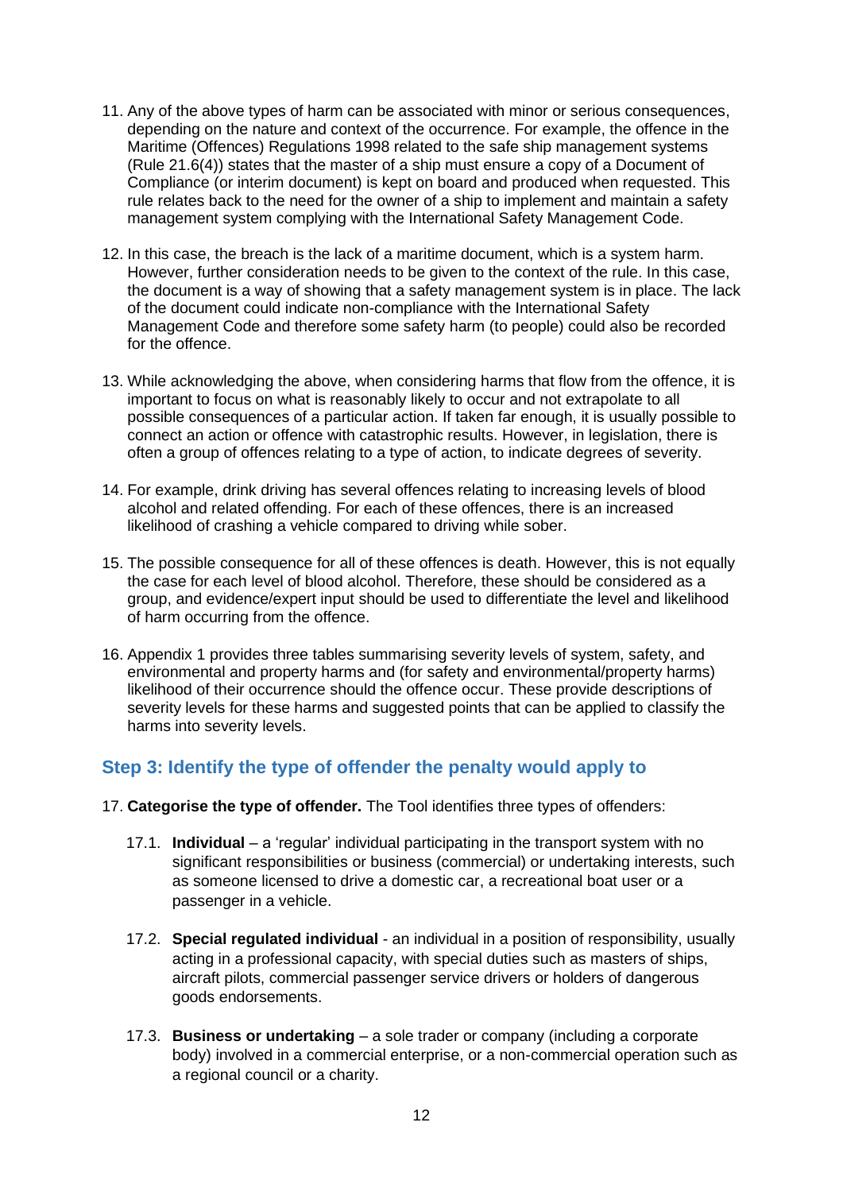11. Any of the above types of harm can be associated with minor or serious consequences, depending on the nature and context of the occurrence. For example, the offence in the Maritime (Offences) Regulations 1998 related to the safe ship management systems (Rule 21.6(4)) states that the master of a ship must ensure a copy of a Document of Compliance (or interim document) is kept on board and produced when requested. This rule relates back to the need for the owner of a ship to implement and maintain a safety management system complying with the International Safety Management Code.

12. In this case, the breach is the lack of a maritime document, which is a system harm. However, further consideration needs to be given to the context of the rule. In this case, the document is a way of showing that a safety management system is in place. The lack of the document could indicate non-compliance with the International Safety Management Code and therefore some safety harm (to people) could also be recorded for the offence.

13. While acknowledging the above, when considering harms that flow from the offence, it is important to focus on what is reasonably likely to occur and not extrapolate to all possible consequences of a particular action. If taken far enough, it is usually possible to connect an action or offence with catastrophic results. However, in legislation, there is often a group of offences relating to a type of action, to indicate degrees of severity.

14. For example, drink driving has several offences relating to increasing levels of blood alcohol and related offending. For each of these offences, there is an increased likelihood of crashing a vehicle compared to driving while sober.

15. The possible consequence for all of these offences is death. However, this is not equally the case for each level of blood alcohol. Therefore, these should be considered as a group, and evidence/expert input should be used to differentiate the level and likelihood of harm occurring from the offence.

16. Appendix 1 provides three tables summarising severity levels of system, safety, and environmental and property harms and (for safety and environmental/property harms) likelihood of their occurrence should the offence occur. These provide descriptions of severity levels for these harms and suggested points that can be applied to classify the harms into severity levels.

## Step 3: Identify the type of offender the penalty would apply to

17. **Categorise the type of offender.** The Tool identifies three types of offenders:

    17.1. **Individual** – a 'regular' individual participating in the transport system with no significant responsibilities or business (commercial) or undertaking interests, such as someone licensed to drive a domestic car, a recreational boat user or a passenger in a vehicle.

    17.2. **Special regulated individual** - an individual in a position of responsibility, usually acting in a professional capacity, with special duties such as masters of ships, aircraft pilots, commercial passenger service drivers or holders of dangerous goods endorsements.

    17.3. **Business or undertaking** – a sole trader or company (including a corporate body) involved in a commercial enterprise, or a non-commercial operation such as a regional council or a charity.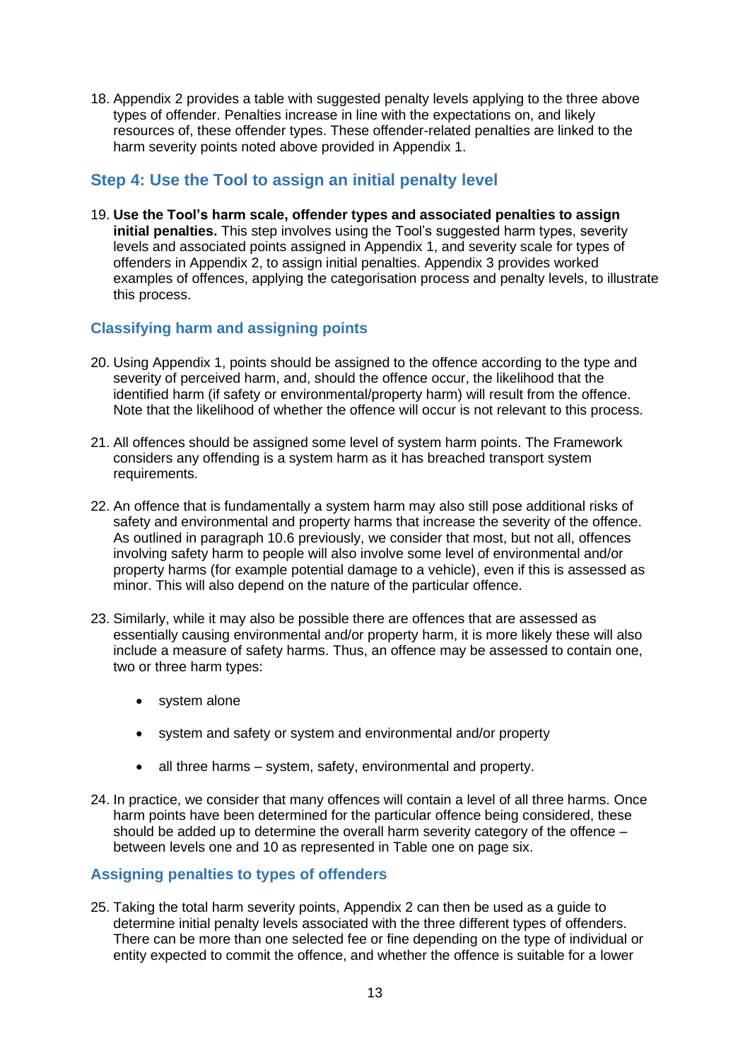18. Appendix 2 provides a table with suggested penalty levels applying to the three above types of offender. Penalties increase in line with the expectations on, and likely resources of, these offender types. These offender-related penalties are linked to the harm severity points noted above provided in Appendix 1.

## Step 4: Use the Tool to assign an initial penalty level

19. **Use the Tool's harm scale, offender types and associated penalties to assign initial penalties.** This step involves using the Tool's suggested harm types, severity levels and associated points assigned in Appendix 1, and severity scale for types of offenders in Appendix 2, to assign initial penalties. Appendix 3 provides worked examples of offences, applying the categorisation process and penalty levels, to illustrate this process.

### Classifying harm and assigning points

20. Using Appendix 1, points should be assigned to the offence according to the type and severity of perceived harm, and, should the offence occur, the likelihood that the identified harm (if safety or environmental/property harm) will result from the offence. Note that the likelihood of whether the offence will occur is not relevant to this process.

21. All offences should be assigned some level of system harm points. The Framework considers any offending is a system harm as it has breached transport system requirements.

22. An offence that is fundamentally a system harm may also still pose additional risks of safety and environmental and property harms that increase the severity of the offence. As outlined in paragraph 10.6 previously, we consider that most, but not all, offences involving safety harm to people will also involve some level of environmental and/or property harms (for example potential damage to a vehicle), even if this is assessed as minor. This will also depend on the nature of the particular offence.

23. Similarly, while it may also be possible there are offences that are assessed as essentially causing environmental and/or property harm, it is more likely these will also include a measure of safety harms. Thus, an offence may be assessed to contain one, two or three harm types:

    - system alone
    - system and safety or system and environmental and/or property
    - all three harms – system, safety, environmental and property.

24. In practice, we consider that many offences will contain a level of all three harms. Once harm points have been determined for the particular offence being considered, these should be added up to determine the overall harm severity category of the offence – between levels one and 10 as represented in Table one on page six.

### Assigning penalties to types of offenders

25. Taking the total harm severity points, Appendix 2 can then be used as a guide to determine initial penalty levels associated with the three different types of offenders. There can be more than one selected fee or fine depending on the type of individual or entity expected to commit the offence, and whether the offence is suitable for a lower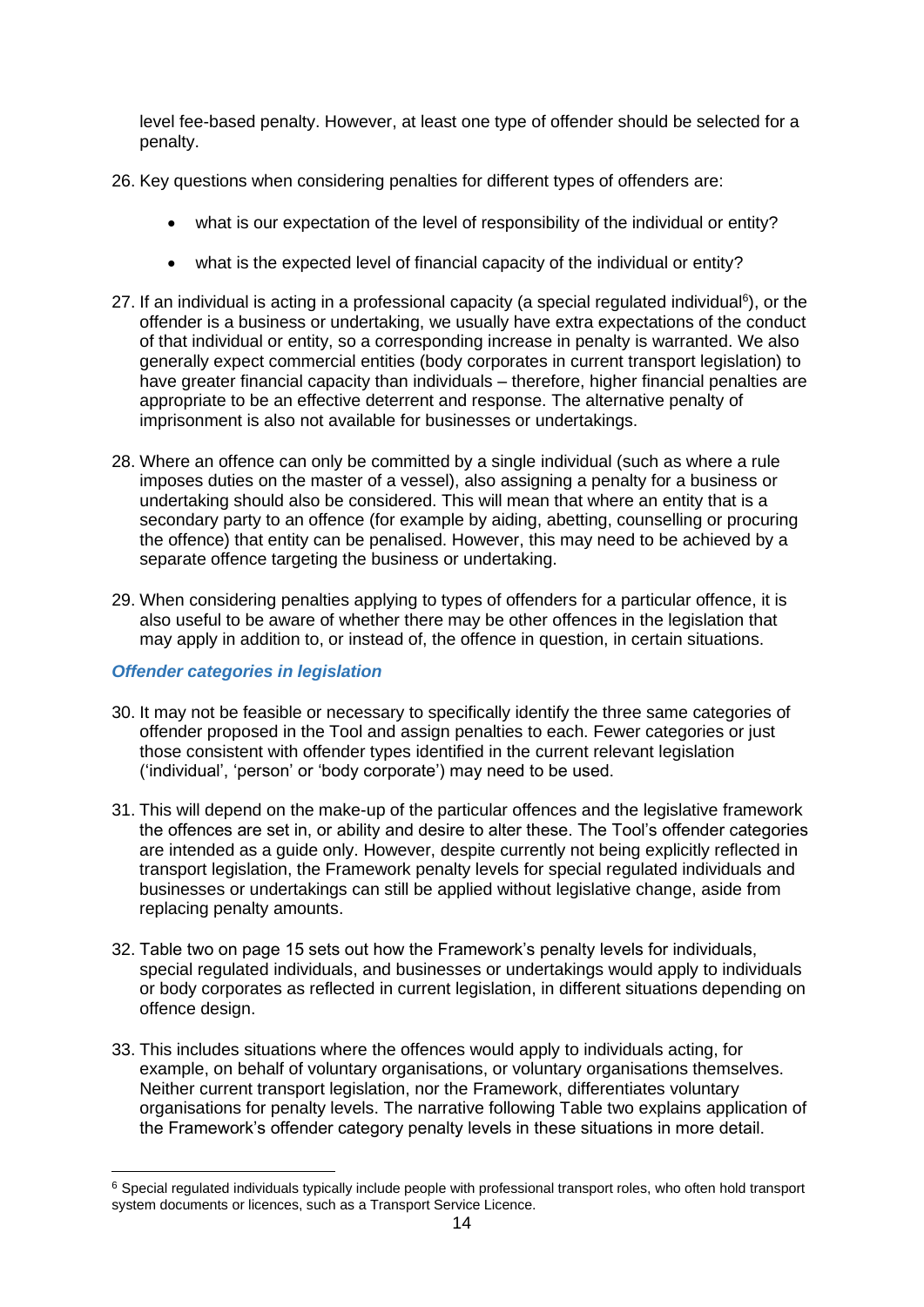level fee-based penalty. However, at least one type of offender should be selected for a penalty.

26. Key questions when considering penalties for different types of offenders are:

    - what is our expectation of the level of responsibility of the individual or entity?

    - what is the expected level of financial capacity of the individual or entity?

27. If an individual is acting in a professional capacity (a special regulated individual[6]), or the offender is a business or undertaking, we usually have extra expectations of the conduct of that individual or entity, so a corresponding increase in penalty is warranted. We also generally expect commercial entities (body corporates in current transport legislation) to have greater financial capacity than individuals – therefore, higher financial penalties are appropriate to be an effective deterrent and response. The alternative penalty of imprisonment is also not available for businesses or undertakings.

28. Where an offence can only be committed by a single individual (such as where a rule imposes duties on the master of a vessel), also assigning a penalty for a business or undertaking should also be considered. This will mean that where an entity that is a secondary party to an offence (for example by aiding, abetting, counselling or procuring the offence) that entity can be penalised. However, this may need to be achieved by a separate offence targeting the business or undertaking.

29. When considering penalties applying to types of offenders for a particular offence, it is also useful to be aware of whether there may be other offences in the legislation that may apply in addition to, or instead of, the offence in question, in certain situations.

### *Offender categories in legislation*

30. It may not be feasible or necessary to specifically identify the three same categories of offender proposed in the Tool and assign penalties to each. Fewer categories or just those consistent with offender types identified in the current relevant legislation ('individual', 'person' or 'body corporate') may need to be used.

31. This will depend on the make-up of the particular offences and the legislative framework the offences are set in, or ability and desire to alter these. The Tool's offender categories are intended as a guide only. However, despite currently not being explicitly reflected in transport legislation, the Framework penalty levels for special regulated individuals and businesses or undertakings can still be applied without legislative change, aside from replacing penalty amounts.

32. Table two on page 15 sets out how the Framework's penalty levels for individuals, special regulated individuals, and businesses or undertakings would apply to individuals or body corporates as reflected in current legislation, in different situations depending on offence design.

33. This includes situations where the offences would apply to individuals acting, for example, on behalf of voluntary organisations, or voluntary organisations themselves. Neither current transport legislation, nor the Framework, differentiates voluntary organisations for penalty levels. The narrative following Table two explains application of the Framework's offender category penalty levels in these situations in more detail.

---

[6] Special regulated individuals typically include people with professional transport roles, who often hold transport system documents or licences, such as a Transport Service Licence.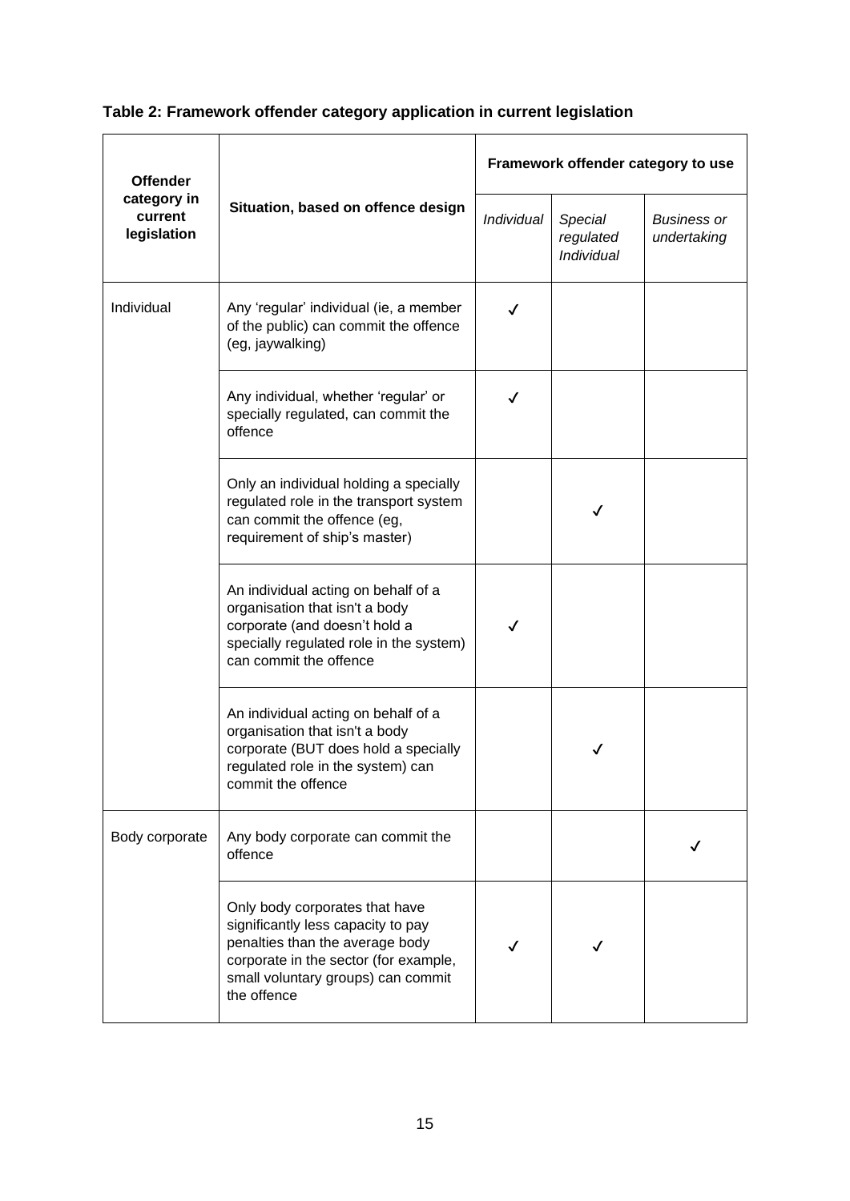**Table 2: Framework offender category application in current legislation**

| Offender category in current legislation | Situation, based on offence design | Framework offender category to use | | |
|---|---|---|---|---|
| | | *Individual* | *Special regulated Individual* | *Business or undertaking* |
| Individual | Any 'regular' individual (ie, a member of the public) can commit the offence (eg, jaywalking) | ✓ | | |
| | Any individual, whether 'regular' or specially regulated, can commit the offence | ✓ | | |
| | Only an individual holding a specially regulated role in the transport system can commit the offence (eg, requirement of ship's master) | | ✓ | |
| | An individual acting on behalf of a organisation that isn't a body corporate (and doesn't hold a specially regulated role in the system) can commit the offence | ✓ | | |
| | An individual acting on behalf of a organisation that isn't a body corporate (BUT does hold a specially regulated role in the system) can commit the offence | | ✓ | |
| Body corporate | Any body corporate can commit the offence | | | ✓ |
| | Only body corporates that have significantly less capacity to pay penalties than the average body corporate in the sector (for example, small voluntary groups) can commit the offence | ✓ | ✓ | |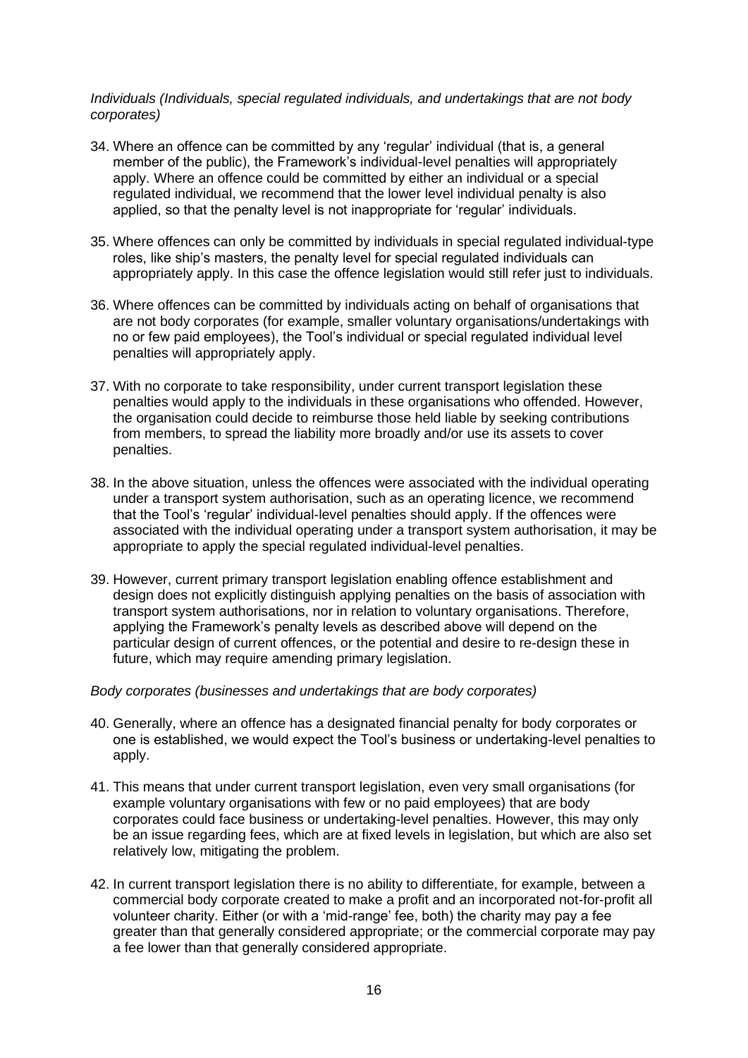*Individuals (Individuals, special regulated individuals, and undertakings that are not body corporates)*

34. Where an offence can be committed by any 'regular' individual (that is, a general member of the public), the Framework's individual-level penalties will appropriately apply. Where an offence could be committed by either an individual or a special regulated individual, we recommend that the lower level individual penalty is also applied, so that the penalty level is not inappropriate for 'regular' individuals.

35. Where offences can only be committed by individuals in special regulated individual-type roles, like ship's masters, the penalty level for special regulated individuals can appropriately apply. In this case the offence legislation would still refer just to individuals.

36. Where offences can be committed by individuals acting on behalf of organisations that are not body corporates (for example, smaller voluntary organisations/undertakings with no or few paid employees), the Tool's individual or special regulated individual level penalties will appropriately apply.

37. With no corporate to take responsibility, under current transport legislation these penalties would apply to the individuals in these organisations who offended. However, the organisation could decide to reimburse those held liable by seeking contributions from members, to spread the liability more broadly and/or use its assets to cover penalties.

38. In the above situation, unless the offences were associated with the individual operating under a transport system authorisation, such as an operating licence, we recommend that the Tool's 'regular' individual-level penalties should apply. If the offences were associated with the individual operating under a transport system authorisation, it may be appropriate to apply the special regulated individual-level penalties.

39. However, current primary transport legislation enabling offence establishment and design does not explicitly distinguish applying penalties on the basis of association with transport system authorisations, nor in relation to voluntary organisations. Therefore, applying the Framework's penalty levels as described above will depend on the particular design of current offences, or the potential and desire to re-design these in future, which may require amending primary legislation.

*Body corporates (businesses and undertakings that are body corporates)*

40. Generally, where an offence has a designated financial penalty for body corporates or one is established, we would expect the Tool's business or undertaking-level penalties to apply.

41. This means that under current transport legislation, even very small organisations (for example voluntary organisations with few or no paid employees) that are body corporates could face business or undertaking-level penalties. However, this may only be an issue regarding fees, which are at fixed levels in legislation, but which are also set relatively low, mitigating the problem.

42. In current transport legislation there is no ability to differentiate, for example, between a commercial body corporate created to make a profit and an incorporated not-for-profit all volunteer charity. Either (or with a 'mid-range' fee, both) the charity may pay a fee greater than that generally considered appropriate; or the commercial corporate may pay a fee lower than that generally considered appropriate.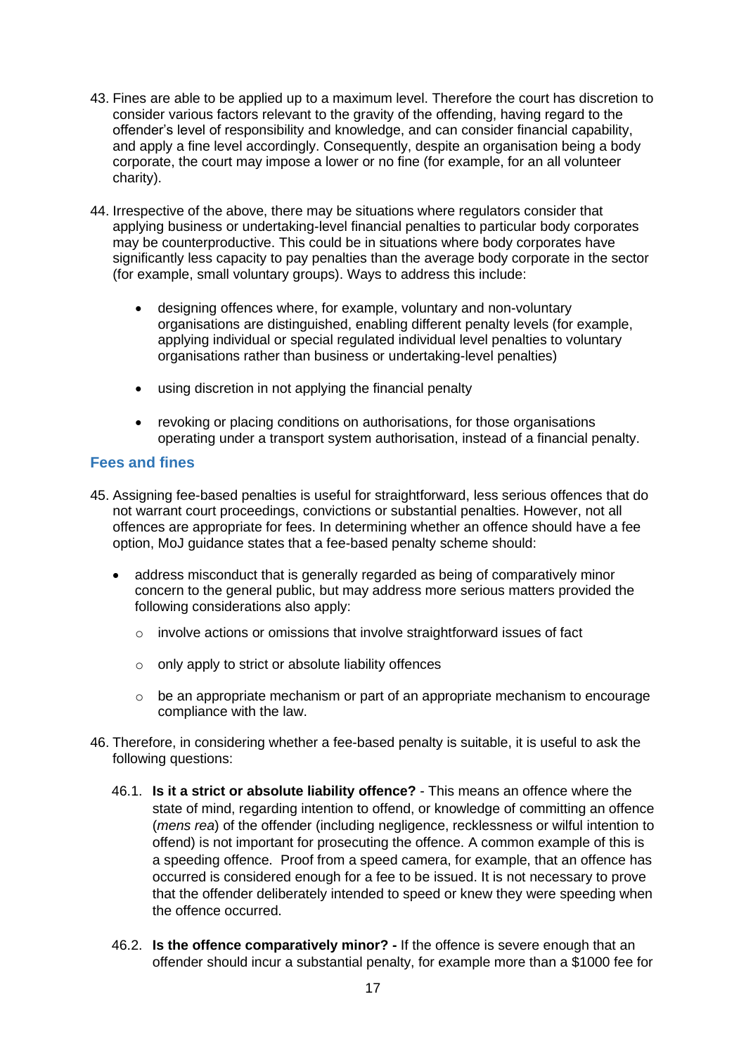43. Fines are able to be applied up to a maximum level. Therefore the court has discretion to consider various factors relevant to the gravity of the offending, having regard to the offender's level of responsibility and knowledge, and can consider financial capability, and apply a fine level accordingly. Consequently, despite an organisation being a body corporate, the court may impose a lower or no fine (for example, for an all volunteer charity).

44. Irrespective of the above, there may be situations where regulators consider that applying business or undertaking-level financial penalties to particular body corporates may be counterproductive. This could be in situations where body corporates have significantly less capacity to pay penalties than the average body corporates in the sector (for example, small voluntary groups). Ways to address this include:

    - designing offences where, for example, voluntary and non-voluntary organisations are distinguished, enabling different penalty levels (for example, applying individual or special regulated individual level penalties to voluntary organisations rather than business or undertaking-level penalties)
    - using discretion in not applying the financial penalty
    - revoking or placing conditions on authorisations, for those organisations operating under a transport system authorisation, instead of a financial penalty.

## Fees and fines

45. Assigning fee-based penalties is useful for straightforward, less serious offences that do not warrant court proceedings, convictions or substantial penalties. However, not all offences are appropriate for fees. In determining whether an offence should have a fee option, MoJ guidance states that a fee-based penalty scheme should:

    - address misconduct that is generally regarded as being of comparatively minor concern to the general public, but may address more serious matters provided the following considerations also apply:
        - involve actions or omissions that involve straightforward issues of fact
        - only apply to strict or absolute liability offences
        - be an appropriate mechanism or part of an appropriate mechanism to encourage compliance with the law.

46. Therefore, in considering whether a fee-based penalty is suitable, it is useful to ask the following questions:

    46.1. **Is it a strict or absolute liability offence?** - This means an offence where the state of mind, regarding intention to offend, or knowledge of committing an offence (*mens rea*) of the offender (including negligence, recklessness or wilful intention to offend) is not important for prosecuting the offence. A common example of this is a speeding offence. Proof from a speed camera, for example, that an offence has occurred is considered enough for a fee to be issued. It is not necessary to prove that the offender deliberately intended to speed or knew they were speeding when the offence occurred.

    46.2. **Is the offence comparatively minor? -** If the offence is severe enough that an offender should incur a substantial penalty, for example more than a $1000 fee for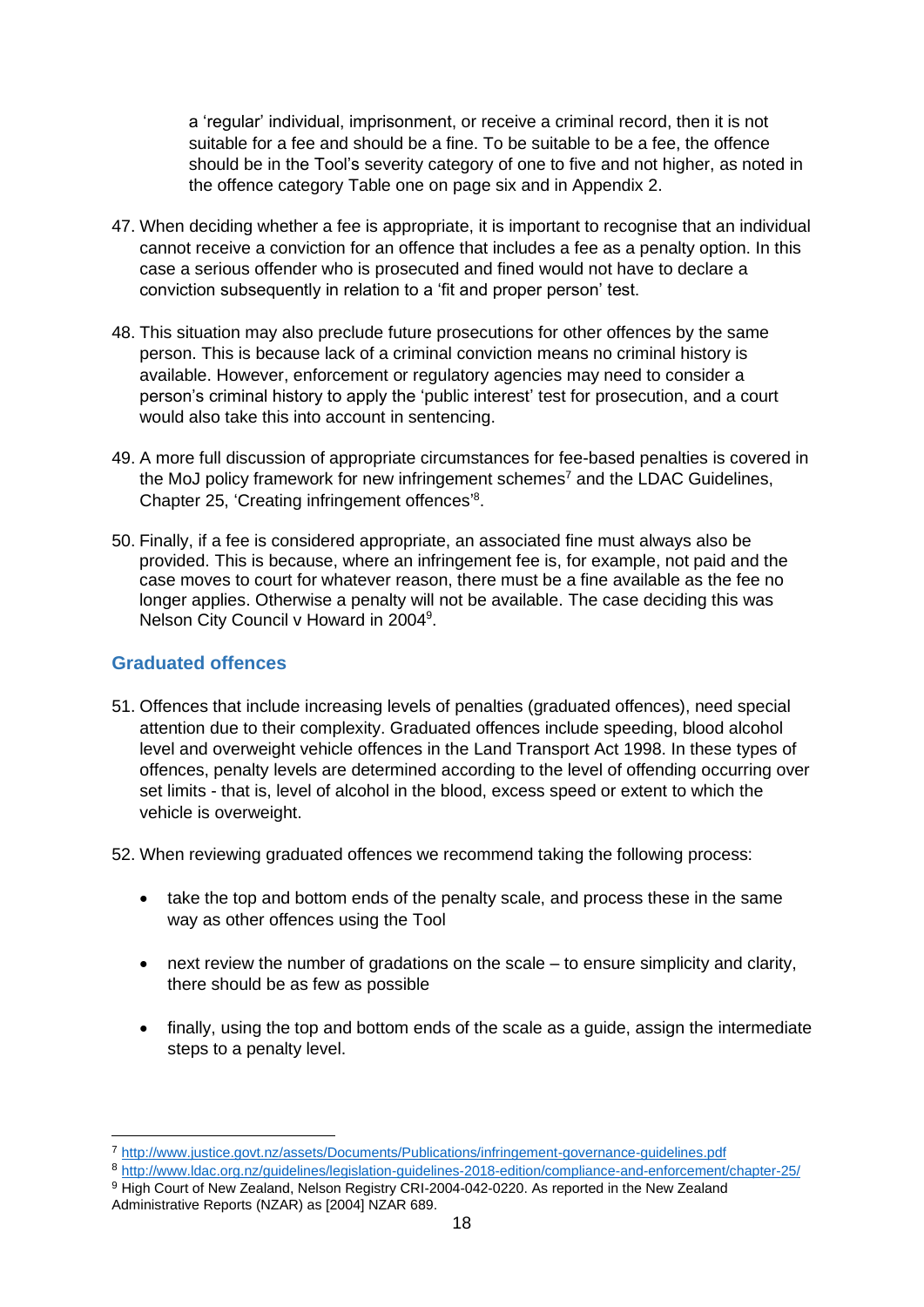a 'regular' individual, imprisonment, or receive a criminal record, then it is not suitable for a fee and should be a fine. To be suitable to be a fee, the offence should be in the Tool's severity category of one to five and not higher, as noted in the offence category Table one on page six and in Appendix 2.

47. When deciding whether a fee is appropriate, it is important to recognise that an individual cannot receive a conviction for an offence that includes a fee as a penalty option. In this case a serious offender who is prosecuted and fined would not have to declare a conviction subsequently in relation to a 'fit and proper person' test.

48. This situation may also preclude future prosecutions for other offences by the same person. This is because lack of a criminal conviction means no criminal history is available. However, enforcement or regulatory agencies may need to consider a person's criminal history to apply the 'public interest' test for prosecution, and a court would also take this into account in sentencing.

49. A more full discussion of appropriate circumstances for fee-based penalties is covered in the MoJ policy framework for new infringement schemes[7] and the LDAC Guidelines, Chapter 25, 'Creating infringement offences'[8].

50. Finally, if a fee is considered appropriate, an associated fine must always also be provided. This is because, where an infringement fee is, for example, not paid and the case moves to court for whatever reason, there must be a fine available as the fee no longer applies. Otherwise a penalty will not be available. The case deciding this was Nelson City Council v Howard in 2004[9].

## Graduated offences

51. Offences that include increasing levels of penalties (graduated offences), need special attention due to their complexity. Graduated offences include speeding, blood alcohol level and overweight vehicle offences in the Land Transport Act 1998. In these types of offences, penalty levels are determined according to the level of offending occurring over set limits - that is, level of alcohol in the blood, excess speed or extent to which the vehicle is overweight.

52. When reviewing graduated offences we recommend taking the following process:

    - take the top and bottom ends of the penalty scale, and process these in the same way as other offences using the Tool
    - next review the number of gradations on the scale – to ensure simplicity and clarity, there should be as few as possible
    - finally, using the top and bottom ends of the scale as a guide, assign the intermediate steps to a penalty level.

---

[7] http://www.justice.govt.nz/assets/Documents/Publications/infringement-governance-guidelines.pdf

[8] http://www.ldac.org.nz/guidelines/legislation-guidelines-2018-edition/compliance-and-enforcement/chapter-25/

[9] High Court of New Zealand, Nelson Registry CRI-2004-042-0220. As reported in the New Zealand Administrative Reports (NZAR) as [2004] NZAR 689.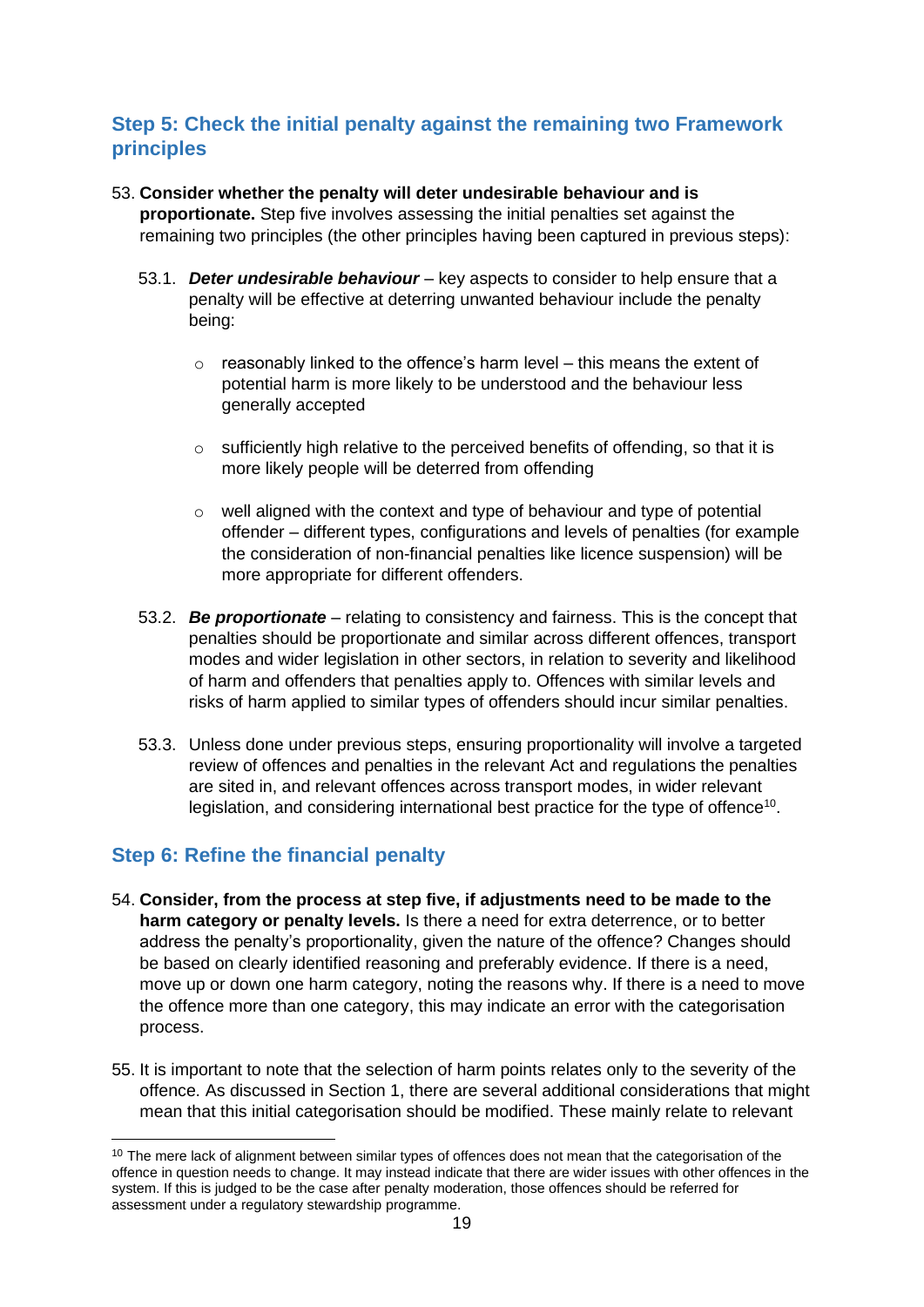## Step 5: Check the initial penalty against the remaining two Framework principles

53. **Consider whether the penalty will deter undesirable behaviour and is proportionate.** Step five involves assessing the initial penalties set against the remaining two principles (the other principles having been captured in previous steps):

    53.1. ***Deter undesirable behaviour*** – key aspects to consider to help ensure that a penalty will be effective at deterring unwanted behaviour include the penalty being:

    - reasonably linked to the offence's harm level – this means the extent of potential harm is more likely to be understood and the behaviour less generally accepted
    - sufficiently high relative to the perceived benefits of offending, so that it is more likely people will be deterred from offending
    - well aligned with the context and type of behaviour and type of potential offender – different types, configurations and levels of penalties (for example the consideration of non-financial penalties like licence suspension) will be more appropriate for different offenders.

    53.2. ***Be proportionate*** – relating to consistency and fairness. This is the concept that penalties should be proportionate and similar across different offences, transport modes and wider legislation in other sectors, in relation to severity and likelihood of harm and offenders that penalties apply to. Offences with similar levels and risks of harm applied to similar types of offenders should incur similar penalties.

    53.3. Unless done under previous steps, ensuring proportionality will involve a targeted review of offences and penalties in the relevant Act and regulations the penalties are sited in, and relevant offences across transport modes, in wider relevant legislation, and considering international best practice for the type of offence[10].

## Step 6: Refine the financial penalty

54. **Consider, from the process at step five, if adjustments need to be made to the harm category or penalty levels.** Is there a need for extra deterrence, or to better address the penalty's proportionality, given the nature of the offence? Changes should be based on clearly identified reasoning and preferably evidence. If there is a need, move up or down one harm category, noting the reasons why. If there is a need to move the offence more than one category, this may indicate an error with the categorisation process.

55. It is important to note that the selection of harm points relates only to the severity of the offence. As discussed in Section 1, there are several additional considerations that might mean that this initial categorisation should be modified. These mainly relate to relevant

---

[10] The mere lack of alignment between similar types of offences does not mean that the categorisation of the offence in question needs to change. It may instead indicate that there are wider issues with other offences in the system. If this is judged to be the case after penalty moderation, those offences should be referred for assessment under a regulatory stewardship programme.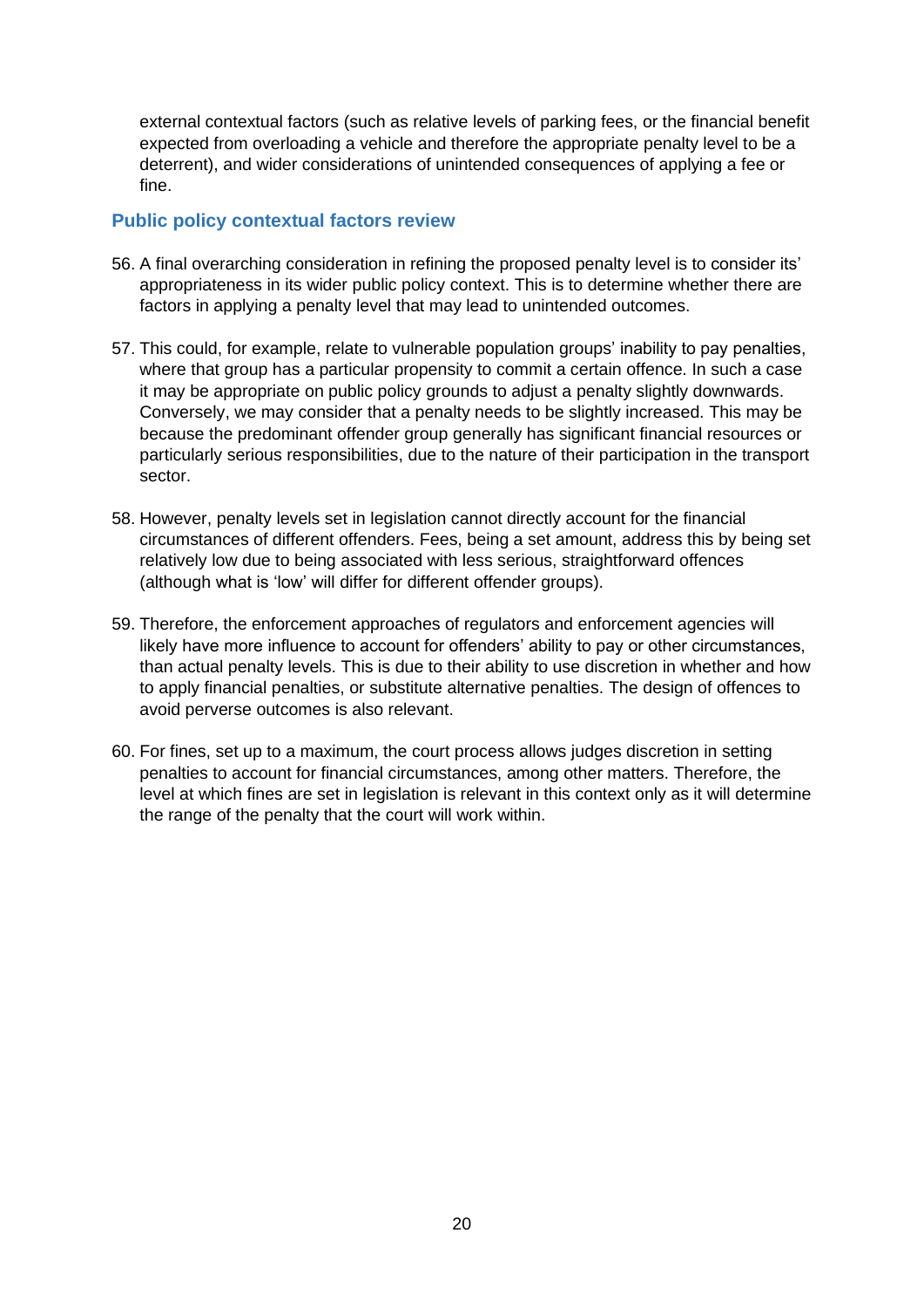external contextual factors (such as relative levels of parking fees, or the financial benefit expected from overloading a vehicle and therefore the appropriate penalty level to be a deterrent), and wider considerations of unintended consequences of applying a fee or fine.

### Public policy contextual factors review

56. A final overarching consideration in refining the proposed penalty level is to consider its' appropriateness in its wider public policy context. This is to determine whether there are factors in applying a penalty level that may lead to unintended outcomes.

57. This could, for example, relate to vulnerable population groups' inability to pay penalties, where that group has a particular propensity to commit a certain offence. In such a case it may be appropriate on public policy grounds to adjust a penalty slightly downwards. Conversely, we may consider that a penalty needs to be slightly increased. This may be because the predominant offender group generally has significant financial resources or particularly serious responsibilities, due to the nature of their participation in the transport sector.

58. However, penalty levels set in legislation cannot directly account for the financial circumstances of different offenders. Fees, being a set amount, address this by being set relatively low due to being associated with less serious, straightforward offences (although what is 'low' will differ for different offender groups).

59. Therefore, the enforcement approaches of regulators and enforcement agencies will likely have more influence to account for offenders' ability to pay or other circumstances, than actual penalty levels. This is due to their ability to use discretion in whether and how to apply financial penalties, or substitute alternative penalties. The design of offences to avoid perverse outcomes is also relevant.

60. For fines, set up to a maximum, the court process allows judges discretion in setting penalties to account for financial circumstances, among other matters. Therefore, the level at which fines are set in legislation is relevant in this context only as it will determine the range of the penalty that the court will work within.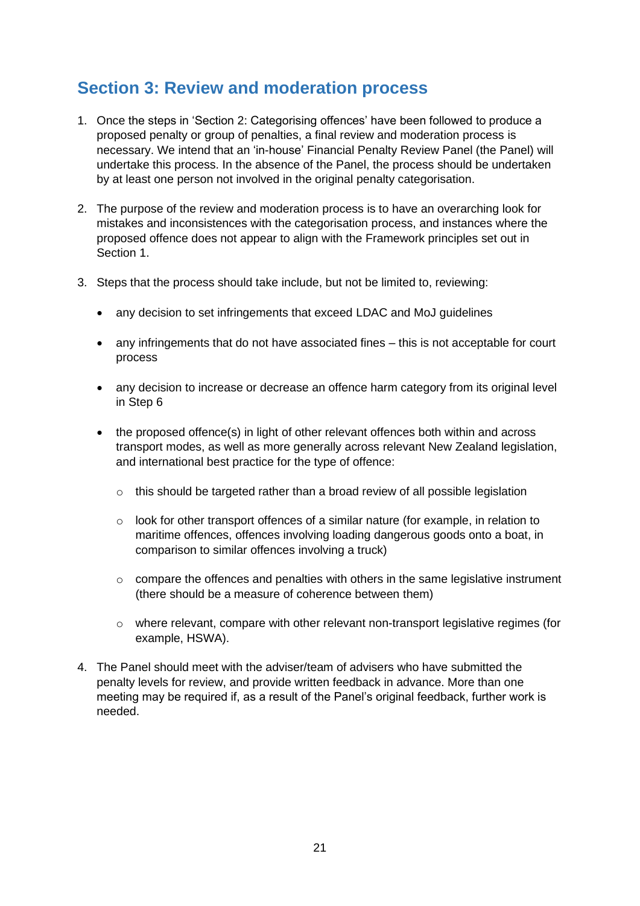## Section 3: Review and moderation process

1. Once the steps in 'Section 2: Categorising offences' have been followed to produce a proposed penalty or group of penalties, a final review and moderation process is necessary. We intend that an 'in-house' Financial Penalty Review Panel (the Panel) will undertake this process. In the absence of the Panel, the process should be undertaken by at least one person not involved in the original penalty categorisation.

2. The purpose of the review and moderation process is to have an overarching look for mistakes and inconsistences with the categorisation process, and instances where the proposed offence does not appear to align with the Framework principles set out in Section 1.

3. Steps that the process should take include, but not be limited to, reviewing:

   - any decision to set infringements that exceed LDAC and MoJ guidelines
   - any infringements that do not have associated fines – this is not acceptable for court process
   - any decision to increase or decrease an offence harm category from its original level in Step 6
   - the proposed offence(s) in light of other relevant offences both within and across transport modes, as well as more generally across relevant New Zealand legislation, and international best practice for the type of offence:
     - this should be targeted rather than a broad review of all possible legislation
     - look for other transport offences of a similar nature (for example, in relation to maritime offences, offences involving loading dangerous goods onto a boat, in comparison to similar offences involving a truck)
     - compare the offences and penalties with others in the same legislative instrument (there should be a measure of coherence between them)
     - where relevant, compare with other relevant non-transport legislative regimes (for example, HSWA).

4. The Panel should meet with the adviser/team of advisers who have submitted the penalty levels for review, and provide written feedback in advance. More than one meeting may be required if, as a result of the Panel's original feedback, further work is needed.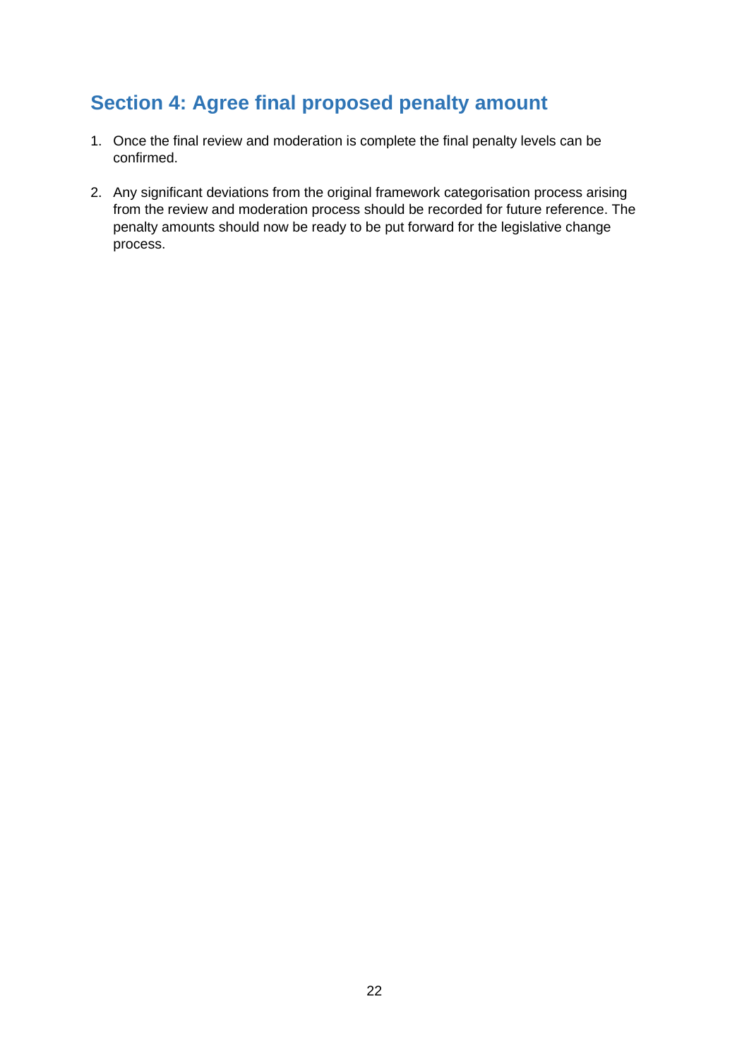## Section 4: Agree final proposed penalty amount

1. Once the final review and moderation is complete the final penalty levels can be confirmed.

2. Any significant deviations from the original framework categorisation process arising from the review and moderation process should be recorded for future reference. The penalty amounts should now be ready to be put forward for the legislative change process.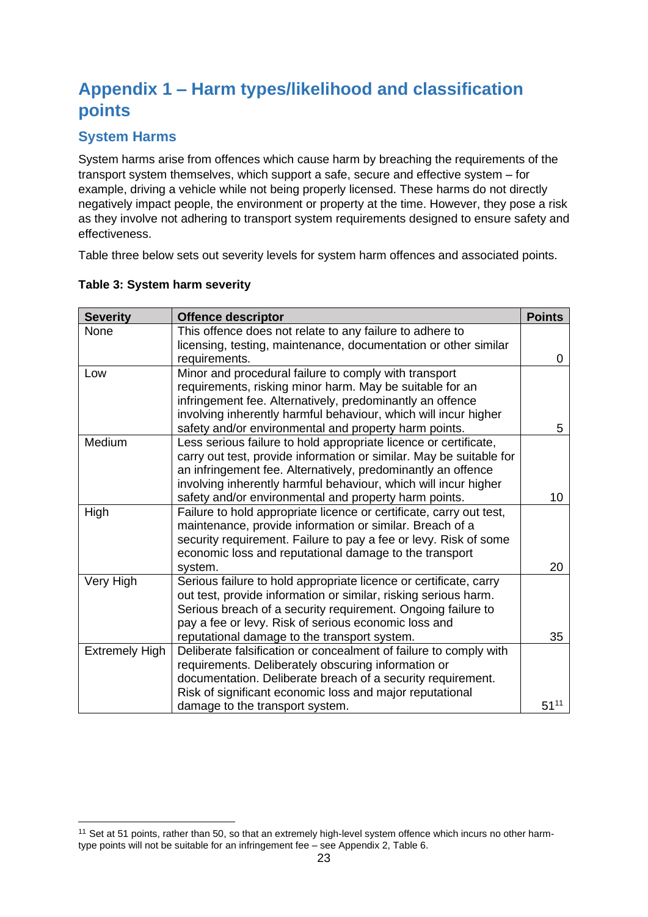# Appendix 1 – Harm types/likelihood and classification points

## System Harms

System harms arise from offences which cause harm by breaching the requirements of the transport system themselves, which support a safe, secure and effective system – for example, driving a vehicle while not being properly licensed. These harms do not directly negatively impact people, the environment or property at the time. However, they pose a risk as they involve not adhering to transport system requirements designed to ensure safety and effectiveness.

Table three below sets out severity levels for system harm offences and associated points.

**Table 3: System harm severity**

| Severity | Offence descriptor | Points |
|---|---|---|
| None | This offence does not relate to any failure to adhere to licensing, testing, maintenance, documentation or other similar requirements. | 0 |
| Low | Minor and procedural failure to comply with transport requirements, risking minor harm. May be suitable for an infringement fee. Alternatively, predominantly an offence involving inherently harmful behaviour, which will incur higher safety and/or environmental and property harm points. | 5 |
| Medium | Less serious failure to hold appropriate licence or certificate, carry out test, provide information or similar. May be suitable for an infringement fee. Alternatively, predominantly an offence involving inherently harmful behaviour, which will incur higher safety and/or environmental and property harm points. | 10 |
| High | Failure to hold appropriate licence or certificate, carry out test, maintenance, provide information or similar. Breach of a security requirement. Failure to pay a fee or levy. Risk of some economic loss and reputational damage to the transport system. | 20 |
| Very High | Serious failure to hold appropriate licence or certificate, carry out test, provide information or similar, risking serious harm. Serious breach of a security requirement. Ongoing failure to pay a fee or levy. Risk of serious economic loss and reputational damage to the transport system. | 35 |
| Extremely High | Deliberate falsification or concealment of failure to comply with requirements. Deliberately obscuring information or documentation. Deliberate breach of a security requirement. Risk of significant economic loss and major reputational damage to the transport system. | 51[11] |

[11] Set at 51 points, rather than 50, so that an extremely high-level system offence which incurs no other harm-type points will not be suitable for an infringement fee – see Appendix 2, Table 6.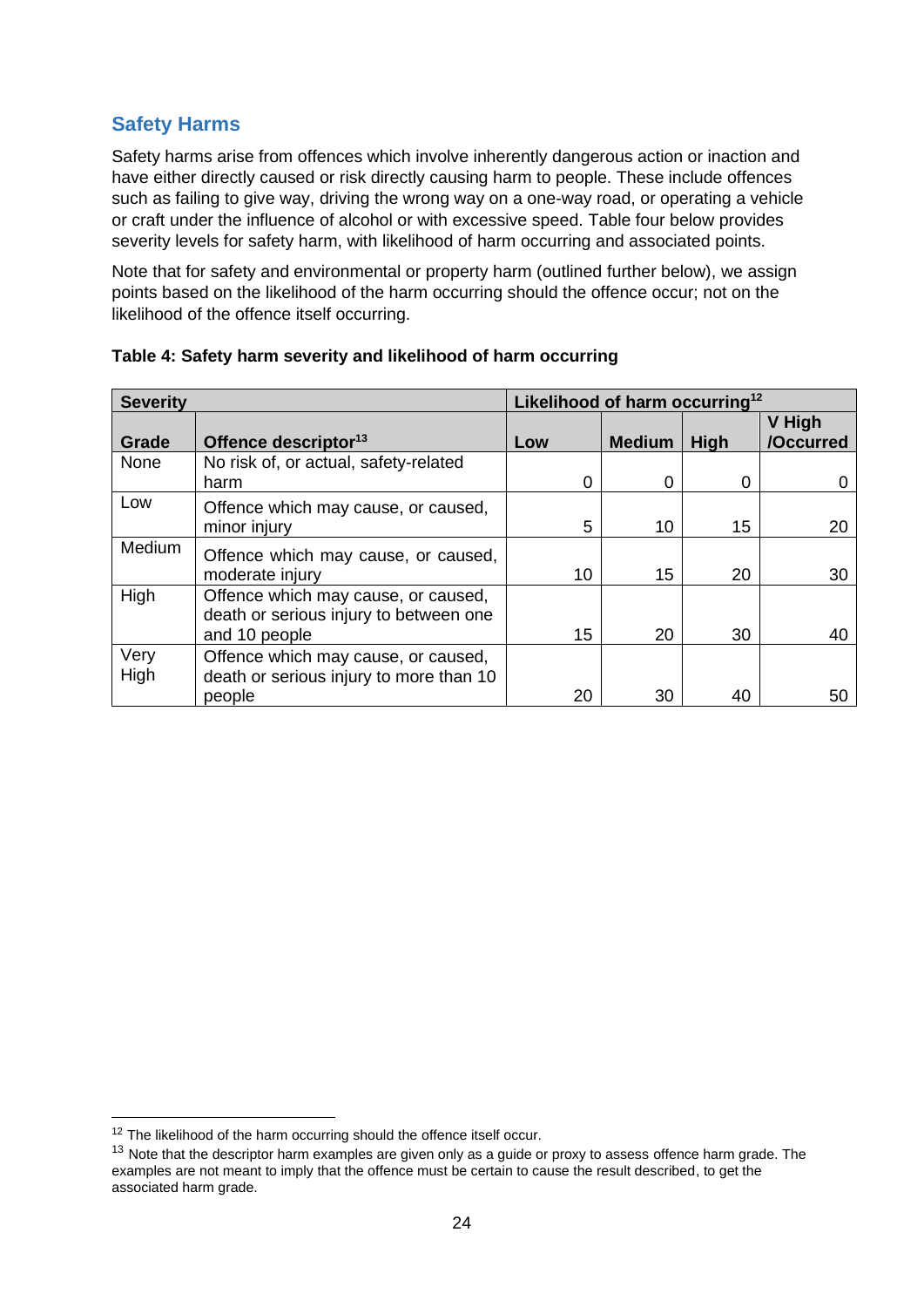## Safety Harms

Safety harms arise from offences which involve inherently dangerous action or inaction and have either directly caused or risk directly causing harm to people. These include offences such as failing to give way, driving the wrong way on a one-way road, or operating a vehicle or craft under the influence of alcohol or with excessive speed. Table four below provides severity levels for safety harm, with likelihood of harm occurring and associated points.

Note that for safety and environmental or property harm (outlined further below), we assign points based on the likelihood of the harm occurring should the offence occur; not on the likelihood of the offence itself occurring.

**Table 4: Safety harm severity and likelihood of harm occurring**

| **Severity** | | **Likelihood of harm occurring[12]** | | | |
|---|---|---|---|---|---|
| **Grade** | **Offence descriptor[13]** | **Low** | **Medium** | **High** | **V High /Occurred** |
| None | No risk of, or actual, safety-related harm | 0 | 0 | 0 | 0 |
| Low | Offence which may cause, or caused, minor injury | 5 | 10 | 15 | 20 |
| Medium | Offence which may cause, or caused, moderate injury | 10 | 15 | 20 | 30 |
| High | Offence which may cause, or caused, death or serious injury to between one and 10 people | 15 | 20 | 30 | 40 |
| Very High | Offence which may cause, or caused, death or serious injury to more than 10 people | 20 | 30 | 40 | 50 |

[12] The likelihood of the harm occurring should the offence itself occur.

[13] Note that the descriptor harm examples are given only as a guide or proxy to assess offence harm grade. The examples are not meant to imply that the offence must be certain to cause the result described, to get the associated harm grade.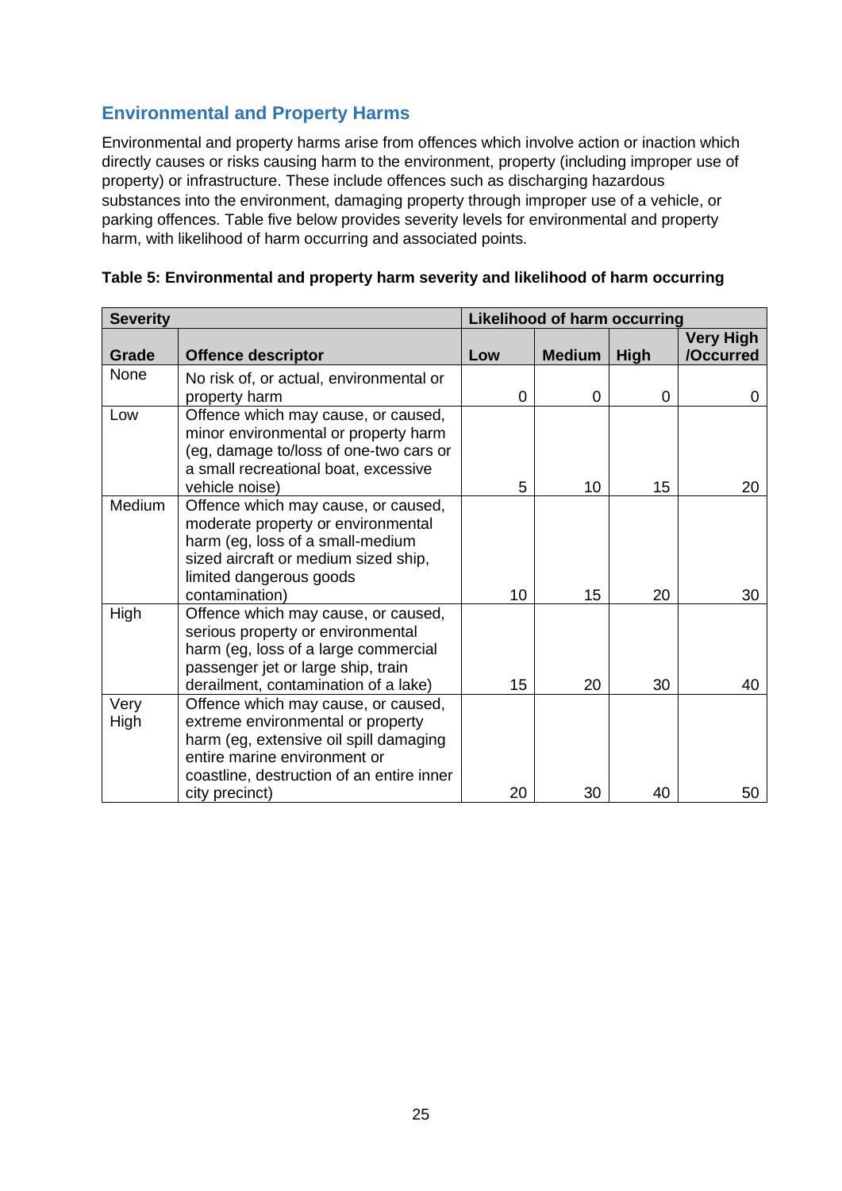## Environmental and Property Harms

Environmental and property harms arise from offences which involve action or inaction which directly causes or risks causing harm to the environment, property (including improper use of property) or infrastructure. These include offences such as discharging hazardous substances into the environment, damaging property through improper use of a vehicle, or parking offences. Table five below provides severity levels for environmental and property harm, with likelihood of harm occurring and associated points.

**Table 5: Environmental and property harm severity and likelihood of harm occurring**

| Severity | | Likelihood of harm occurring | | | |
|---|---|---|---|---|---|
| **Grade** | **Offence descriptor** | **Low** | **Medium** | **High** | **Very High /Occurred** |
| None | No risk of, or actual, environmental or property harm | 0 | 0 | 0 | 0 |
| Low | Offence which may cause, or caused, minor environmental or property harm (eg, damage to/loss of one-two cars or a small recreational boat, excessive vehicle noise) | 5 | 10 | 15 | 20 |
| Medium | Offence which may cause, or caused, moderate property or environmental harm (eg, loss of a small-medium sized aircraft or medium sized ship, limited dangerous goods contamination) | 10 | 15 | 20 | 30 |
| High | Offence which may cause, or caused, serious property or environmental harm (eg, loss of a large commercial passenger jet or large ship, train derailment, contamination of a lake) | 15 | 20 | 30 | 40 |
| Very High | Offence which may cause, or caused, extreme environmental or property harm (eg, extensive oil spill damaging entire marine environment or coastline, destruction of an entire inner city precinct) | 20 | 30 | 40 | 50 |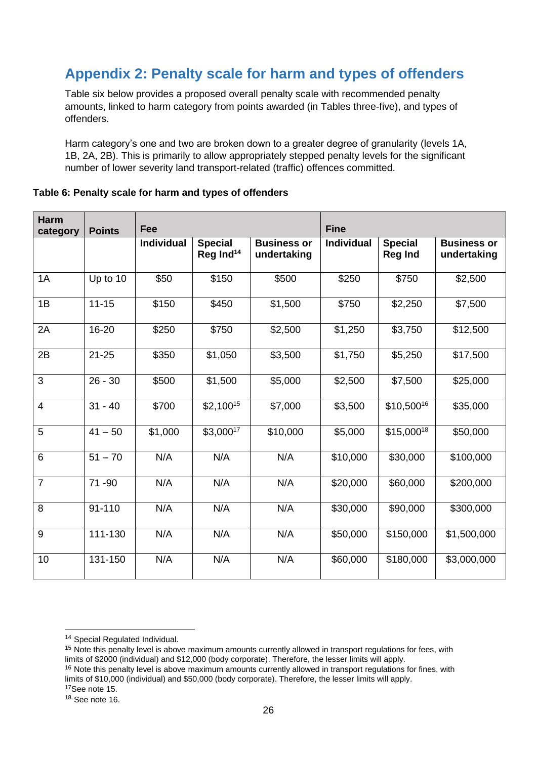## Appendix 2: Penalty scale for harm and types of offenders

Table six below provides a proposed overall penalty scale with recommended penalty amounts, linked to harm category from points awarded (in Tables three-five), and types of offenders.

Harm category's one and two are broken down to a greater degree of granularity (levels 1A, 1B, 2A, 2B). This is primarily to allow appropriately stepped penalty levels for the significant number of lower severity land transport-related (traffic) offences committed.

**Table 6: Penalty scale for harm and types of offenders**

| Harm category | Points | Fee | | | Fine | | |
|---|---|---|---|---|---|---|---|
| | | Individual | Special Reg Ind[14] | Business or undertaking | Individual | Special Reg Ind | Business or undertaking |
| 1A | Up to 10 | $50 | $150 | $500 | $250 | $750 | $2,500 |
| 1B | 11-15 | $150 | $450 | $1,500 | $750 | $2,250 | $7,500 |
| 2A | 16-20 | $250 | $750 | $2,500 | $1,250 | $3,750 | $12,500 |
| 2B | 21-25 | $350 | $1,050 | $3,500 | $1,750 | $5,250 | $17,500 |
| 3 | 26 - 30 | $500 | $1,500 | $5,000 | $2,500 | $7,500 | $25,000 |
| 4 | 31 - 40 | $700 | $2,100[15] | $7,000 | $3,500 | $10,500[16] | $35,000 |
| 5 | 41 – 50 | $1,000 | $3,000[17] | $10,000 | $5,000 | $15,000[18] | $50,000 |
| 6 | 51 – 70 | N/A | N/A | N/A | $10,000 | $30,000 | $100,000 |
| 7 | 71 -90 | N/A | N/A | N/A | $20,000 | $60,000 | $200,000 |
| 8 | 91-110 | N/A | N/A | N/A | $30,000 | $90,000 | $300,000 |
| 9 | 111-130 | N/A | N/A | N/A | $50,000 | $150,000 | $1,500,000 |
| 10 | 131-150 | N/A | N/A | N/A | $60,000 | $180,000 | $3,000,000 |

[14] Special Regulated Individual.

[15] Note this penalty level is above maximum amounts currently allowed in transport regulations for fees, with limits of $2000 (individual) and $12,000 (body corporate). Therefore, the lesser limits will apply.

[16] Note this penalty level is above maximum amounts currently allowed in transport regulations for fines, with limits of $10,000 (individual) and $50,000 (body corporate). Therefore, the lesser limits will apply.

[17] See note 15.

[18] See note 16.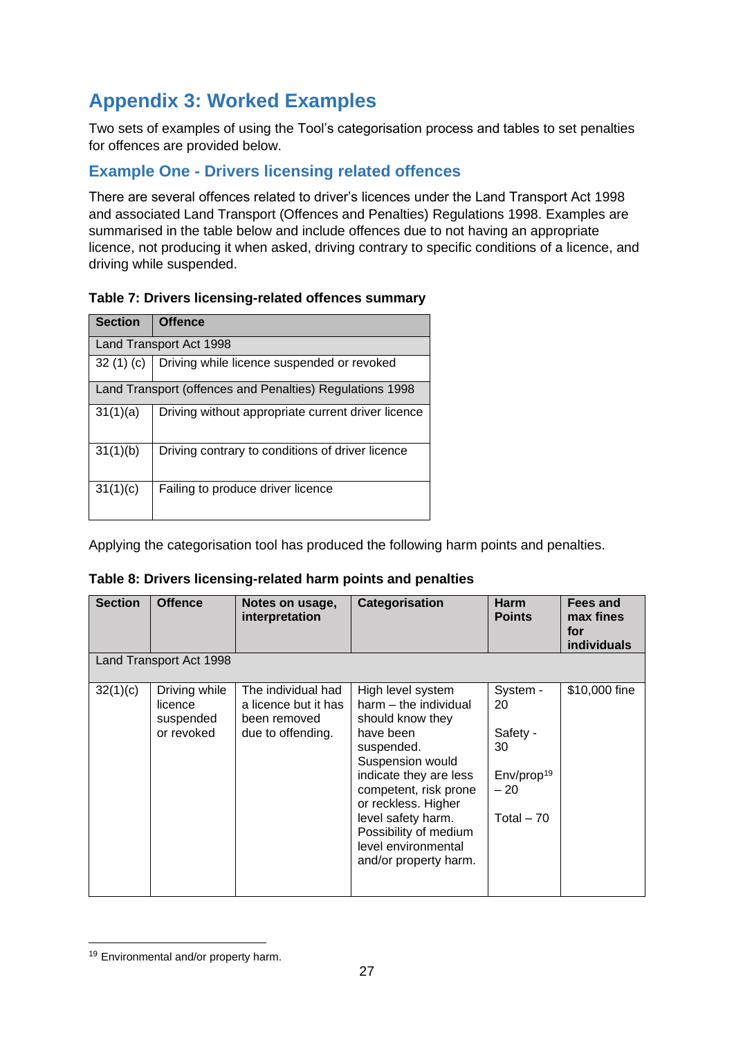## Appendix 3: Worked Examples

Two sets of examples of using the Tool's categorisation process and tables to set penalties for offences are provided below.

### Example One - Drivers licensing related offences

There are several offences related to driver's licences under the Land Transport Act 1998 and associated Land Transport (Offences and Penalties) Regulations 1998. Examples are summarised in the table below and include offences due to not having an appropriate licence, not producing it when asked, driving contrary to specific conditions of a licence, and driving while suspended.

**Table 7: Drivers licensing-related offences summary**

| Section | Offence |
| --- | --- |
| Land Transport Act 1998 | |
| 32 (1) (c) | Driving while licence suspended or revoked |
| Land Transport (offences and Penalties) Regulations 1998 | |
| 31(1)(a) | Driving without appropriate current driver licence |
| 31(1)(b) | Driving contrary to conditions of driver licence |
| 31(1)(c) | Failing to produce driver licence |

Applying the categorisation tool has produced the following harm points and penalties.

**Table 8: Drivers licensing-related harm points and penalties**

| Section | Offence | Notes on usage, interpretation | Categorisation | Harm Points | Fees and max fines for individuals |
| --- | --- | --- | --- | --- | --- |
| Land Transport Act 1998 | | | | | |
| 32(1)(c) | Driving while licence suspended or revoked | The individual had a licence but it has been removed due to offending. | High level system harm – the individual should know they have been suspended. Suspension would indicate they are less competent, risk prone or reckless. Higher level safety harm. Possibility of medium level environmental and/or property harm. | System - 20<br><br>Safety - 30<br><br>Env/prop[19] – 20<br><br>Total – 70 | $10,000 fine |

[19] Environmental and/or property harm.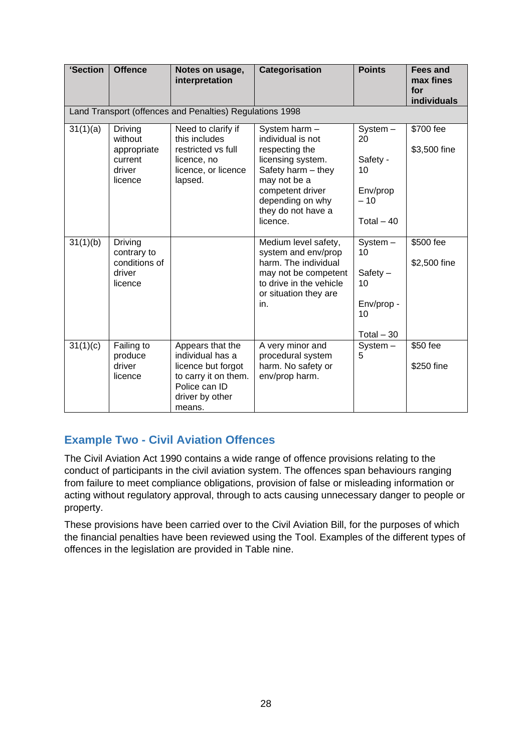| 'Section | Offence | Notes on usage, interpretation | Categorisation | Points | Fees and max fines for individuals |
|---|---|---|---|---|---|
| Land Transport (offences and Penalties) Regulations 1998 | | | | | |
| 31(1)(a) | Driving without appropriate current driver licence | Need to clarify if this includes restricted vs full licence, no licence, or licence lapsed. | System harm – individual is not respecting the licensing system. Safety harm – they may not be a competent driver depending on why they do not have a licence. | System – 20<br><br>Safety - 10<br><br>Env/prop – 10<br><br>Total – 40 | $700 fee<br><br>$3,500 fine |
| 31(1)(b) | Driving contrary to conditions of driver licence | | Medium level safety, system and env/prop harm. The individual may not be competent to drive in the vehicle or situation they are in. | System – 10<br><br>Safety – 10<br><br>Env/prop - 10<br><br>Total – 30 | $500 fee<br><br>$2,500 fine |
| 31(1)(c) | Failing to produce driver licence | Appears that the individual has a licence but forgot to carry it on them. Police can ID driver by other means. | A very minor and procedural system harm. No safety or env/prop harm. | System – 5 | $50 fee<br><br>$250 fine |

## Example Two - Civil Aviation Offences

The Civil Aviation Act 1990 contains a wide range of offence provisions relating to the conduct of participants in the civil aviation system. The offences span behaviours ranging from failure to meet compliance obligations, provision of false or misleading information or acting without regulatory approval, through to acts causing unnecessary danger to people or property.

These provisions have been carried over to the Civil Aviation Bill, for the purposes of which the financial penalties have been reviewed using the Tool. Examples of the different types of offences in the legislation are provided in Table nine.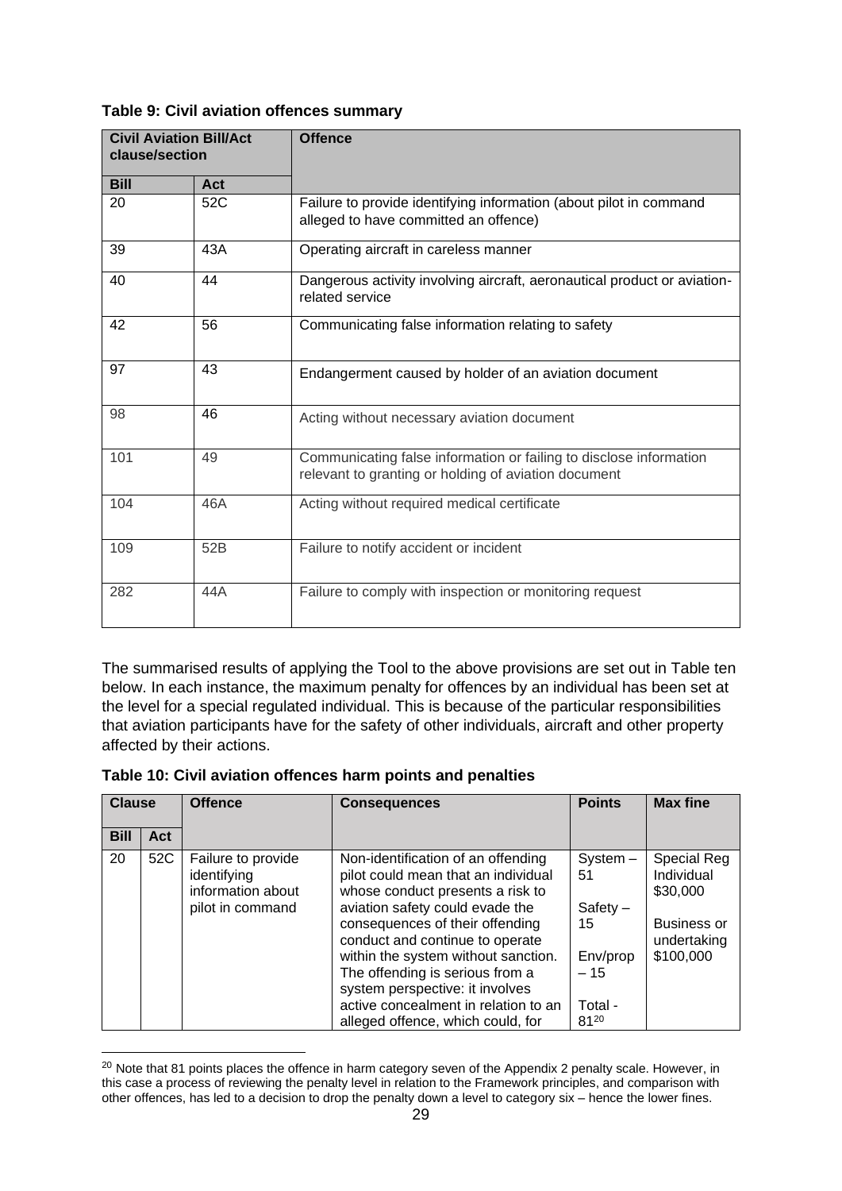**Table 9: Civil aviation offences summary**

| Civil Aviation Bill/Act clause/section | | Offence |
|---|---|---|
| **Bill** | **Act** | |
| 20 | 52C | Failure to provide identifying information (about pilot in command alleged to have committed an offence) |
| 39 | 43A | Operating aircraft in careless manner |
| 40 | 44 | Dangerous activity involving aircraft, aeronautical product or aviation-related service |
| 42 | 56 | Communicating false information relating to safety |
| 97 | 43 | Endangerment caused by holder of an aviation document |
| 98 | 46 | Acting without necessary aviation document |
| 101 | 49 | Communicating false information or failing to disclose information relevant to granting or holding of aviation document |
| 104 | 46A | Acting without required medical certificate |
| 109 | 52B | Failure to notify accident or incident |
| 282 | 44A | Failure to comply with inspection or monitoring request |

The summarised results of applying the Tool to the above provisions are set out in Table ten below. In each instance, the maximum penalty for offences by an individual has been set at the level for a special regulated individual. This is because of the particular responsibilities that aviation participants have for the safety of other individuals, aircraft and other property affected by their actions.

**Table 10: Civil aviation offences harm points and penalties**

| Clause | | Offence | Consequences | Points | Max fine |
|---|---|---|---|---|---|
| **Bill** | **Act** | | | | |
| 20 | 52C | Failure to provide identifying information about pilot in command | Non-identification of an offending pilot could mean that an individual whose conduct presents a risk to aviation safety could evade the consequences of their offending conduct and continue to operate within the system without sanction. The offending is serious from a system perspective: it involves active concealment in relation to an alleged offence, which could, for | System – 51<br><br>Safety – 15<br><br>Env/prop – 15<br><br>Total - 81[20] | Special Reg Individual $30,000<br><br>Business or undertaking $100,000 |

[20] Note that 81 points places the offence in harm category seven of the Appendix 2 penalty scale. However, in this case a process of reviewing the penalty level in relation to the Framework principles, and comparison with other offences, has led to a decision to drop the penalty down a level to category six – hence the lower fines.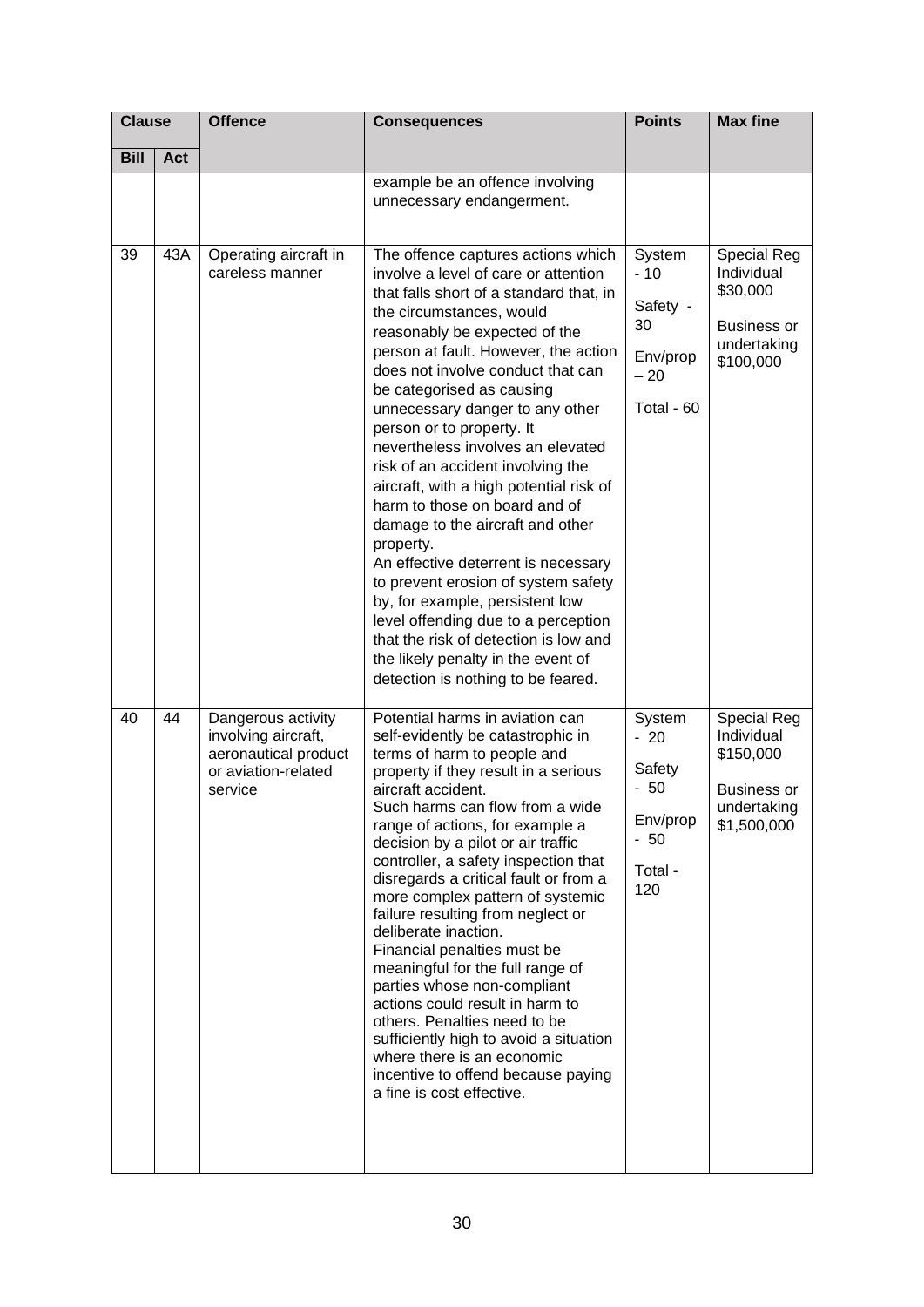| Clause | | Offence | Consequences | Points | Max fine |
|---|---|---|---|---|---|
| **Bill** | **Act** | | | | |
| | | | example be an offence involving unnecessary endangerment. | | |
| 39 | 43A | Operating aircraft in careless manner | The offence captures actions which involve a level of care or attention that falls short of a standard that, in the circumstances, would reasonably be expected of the person at fault. However, the action does not involve conduct that can be categorised as causing unnecessary danger to any other person or to property. It nevertheless involves an elevated risk of an accident involving the aircraft, with a high potential risk of harm to those on board and of damage to the aircraft and other property.<br>An effective deterrent is necessary to prevent erosion of system safety by, for example, persistent low level offending due to a perception that the risk of detection is low and the likely penalty in the event of detection is nothing to be feared. | System - 10<br>Safety - 30<br>Env/prop – 20<br>Total - 60 | Special Reg Individual $30,000<br>Business or undertaking $100,000 |
| 40 | 44 | Dangerous activity involving aircraft, aeronautical product or aviation-related service | Potential harms in aviation can self-evidently be catastrophic in terms of harm to people and property if they result in a serious aircraft accident.<br>Such harms can flow from a wide range of actions, for example a decision by a pilot or air traffic controller, a safety inspection that disregards a critical fault or from a more complex pattern of systemic failure resulting from neglect or deliberate inaction.<br>Financial penalties must be meaningful for the full range of parties whose non-compliant actions could result in harm to others. Penalties need to be sufficiently high to avoid a situation where there is an economic incentive to offend because paying a fine is cost effective. | System - 20<br>Safety - 50<br>Env/prop - 50<br>Total - 120 | Special Reg Individual $150,000<br>Business or undertaking $1,500,000 |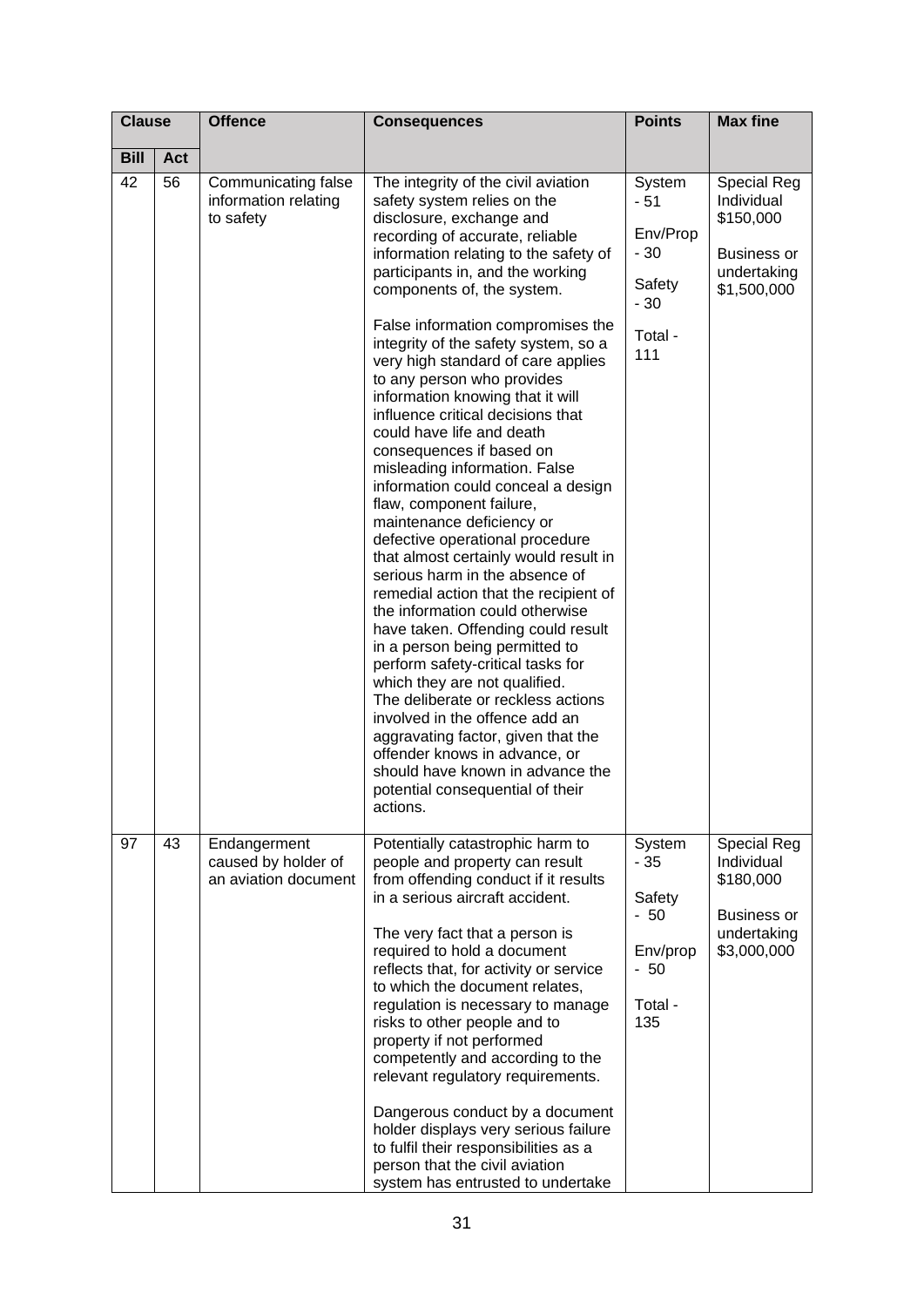| Clause | | Offence | Consequences | Points | Max fine |
|---|---|---|---|---|---|
| Bill | Act | | | | |
| 42 | 56 | Communicating false information relating to safety | The integrity of the civil aviation safety system relies on the disclosure, exchange and recording of accurate, reliable information relating to the safety of participants in, and the working components of, the system.<br><br>False information compromises the integrity of the safety system, so a very high standard of care applies to any person who provides information knowing that it will influence critical decisions that could have life and death consequences if based on misleading information. False information could conceal a design flaw, component failure, maintenance deficiency or defective operational procedure that almost certainly would result in serious harm in the absence of remedial action that the recipient of the information could otherwise have taken. Offending could result in a person being permitted to perform safety-critical tasks for which they are not qualified.<br>The deliberate or reckless actions involved in the offence add an aggravating factor, given that the offender knows in advance, or should have known in advance the potential consequential of their actions. | System - 51<br><br>Env/Prop - 30<br><br>Safety - 30<br><br>Total - 111 | Special Reg Individual $150,000<br><br>Business or undertaking $1,500,000 |
| 97 | 43 | Endangerment caused by holder of an aviation document | Potentially catastrophic harm to people and property can result from offending conduct if it results in a serious aircraft accident.<br><br>The very fact that a person is required to hold a document reflects that, for activity or service to which the document relates, regulation is necessary to manage risks to other people and to property if not performed competently and according to the relevant regulatory requirements.<br><br>Dangerous conduct by a document holder displays very serious failure to fulfil their responsibilities as a person that the civil aviation system has entrusted to undertake | System - 35<br><br>Safety - 50<br><br>Env/prop - 50<br><br>Total - 135 | Special Reg Individual $180,000<br><br>Business or undertaking $3,000,000 |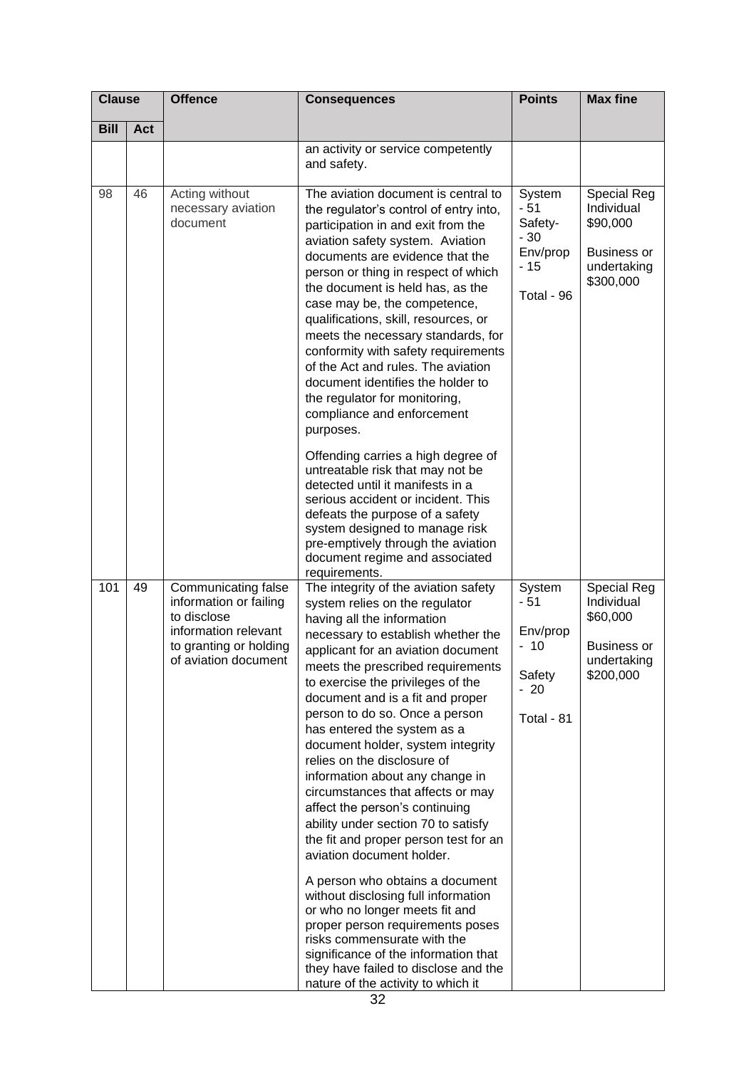| Clause | | Offence | Consequences | Points | Max fine |
|---|---|---|---|---|---|
| Bill | Act | | | | |
| | | | an activity or service competently and safety. | | |
| 98 | 46 | Acting without necessary aviation document | The aviation document is central to the regulator's control of entry into, participation in and exit from the aviation safety system. Aviation documents are evidence that the person or thing in respect of which the document is held has, as the case may be, the competence, qualifications, skill, resources, or meets the necessary standards, for conformity with safety requirements of the Act and rules. The aviation document identifies the holder to the regulator for monitoring, compliance and enforcement purposes.<br><br>Offending carries a high degree of untreatable risk that may not be detected until it manifests in a serious accident or incident. This defeats the purpose of a safety system designed to manage risk pre-emptively through the aviation document regime and associated requirements. | System - 51<br>Safety- - 30<br>Env/prop - 15<br>Total - 96 | Special Reg<br>Individual<br>$90,000<br><br>Business or undertaking<br>$300,000 |
| 101 | 49 | Communicating false information or failing to disclose information relevant to granting or holding of aviation document | The integrity of the aviation safety system relies on the regulator having all the information necessary to establish whether the applicant for an aviation document meets the prescribed requirements to exercise the privileges of the document and is a fit and proper person to do so. Once a person has entered the system as a document holder, system integrity relies on the disclosure of information about any change in circumstances that affects or may affect the person's continuing ability under section 70 to satisfy the fit and proper person test for an aviation document holder.<br><br>A person who obtains a document without disclosing full information or who no longer meets fit and proper person requirements poses risks commensurate with the significance of the information that they have failed to disclose and the nature of the activity to which it | System - 51<br><br>Env/prop - 10<br><br>Safety - 20<br><br>Total - 81 | Special Reg<br>Individual<br>$60,000<br><br>Business or undertaking<br>$200,000 |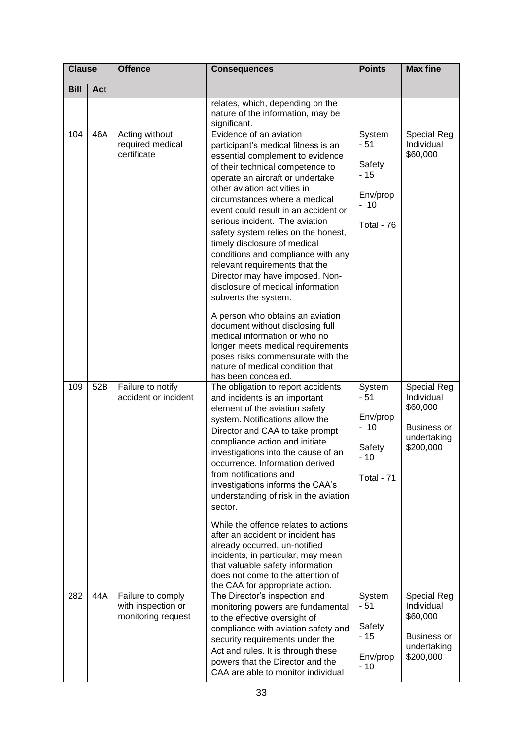| Clause | | Offence | Consequences | Points | Max fine |
|---|---|---|---|---|---|
| Bill | Act | | | | |
| | | | relates, which, depending on the nature of the information, may be significant. | | |
| 104 | 46A | Acting without required medical certificate | Evidence of an aviation participant's medical fitness is an essential complement to evidence of their technical competence to operate an aircraft or undertake other aviation activities in circumstances where a medical event could result in an accident or serious incident. The aviation safety system relies on the honest, timely disclosure of medical conditions and compliance with any relevant requirements that the Director may have imposed. Non-disclosure of medical information subverts the system.<br><br>A person who obtains an aviation document without disclosing full medical information or who no longer meets medical requirements poses risks commensurate with the nature of medical condition that has been concealed. | System - 51<br><br>Safety - 15<br><br>Env/prop - 10<br><br>Total - 76 | Special Reg Individual $60,000 |
| 109 | 52B | Failure to notify accident or incident | The obligation to report accidents and incidents is an important element of the aviation safety system. Notifications allow the Director and CAA to take prompt compliance action and initiate investigations into the cause of an occurrence. Information derived from notifications and investigations informs the CAA's understanding of risk in the aviation sector.<br><br>While the offence relates to actions after an accident or incident has already occurred, un-notified incidents, in particular, may mean that valuable safety information does not come to the attention of the CAA for appropriate action. | System - 51<br><br>Env/prop - 10<br><br>Safety - 10<br><br>Total - 71 | Special Reg Individual $60,000<br><br>Business or undertaking $200,000 |
| 282 | 44A | Failure to comply with inspection or monitoring request | The Director's inspection and monitoring powers are fundamental to the effective oversight of compliance with aviation safety and security requirements under the Act and rules. It is through these powers that the Director and the CAA are able to monitor individual | System - 51<br><br>Safety - 15<br><br>Env/prop - 10 | Special Reg Individual $60,000<br><br>Business or undertaking $200,000 |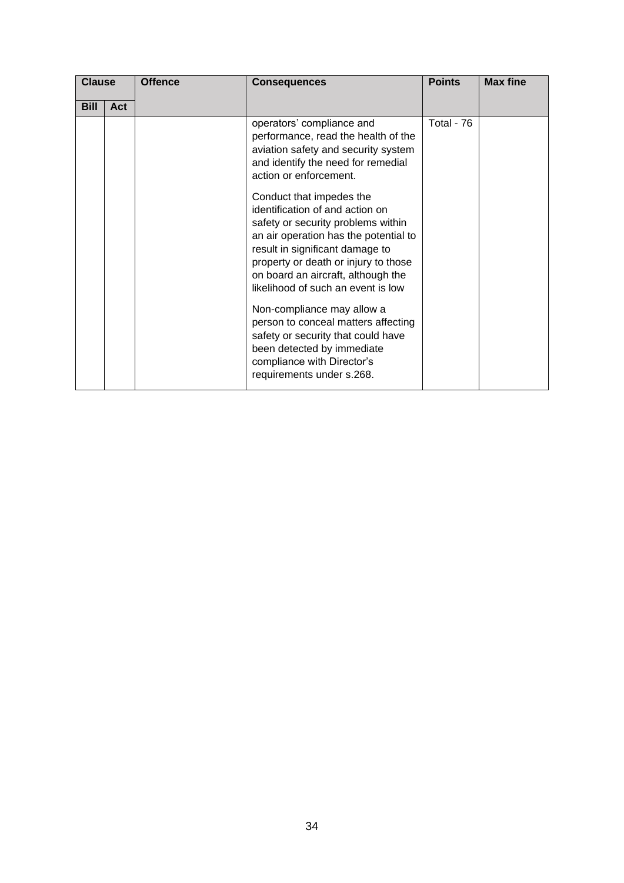| Clause | | Offence | Consequences | Points | Max fine |
|---|---|---|---|---|---|
| Bill | Act | | | | |
| | | | operators' compliance and performance, read the health of the aviation safety and security system and identify the need for remedial action or enforcement.<br><br>Conduct that impedes the identification of and action on safety or security problems within an air operation has the potential to result in significant damage to property or death or injury to those on board an aircraft, although the likelihood of such an event is low<br><br>Non-compliance may allow a person to conceal matters affecting safety or security that could have been detected by immediate compliance with Director's requirements under s.268. | Total - 76 | |